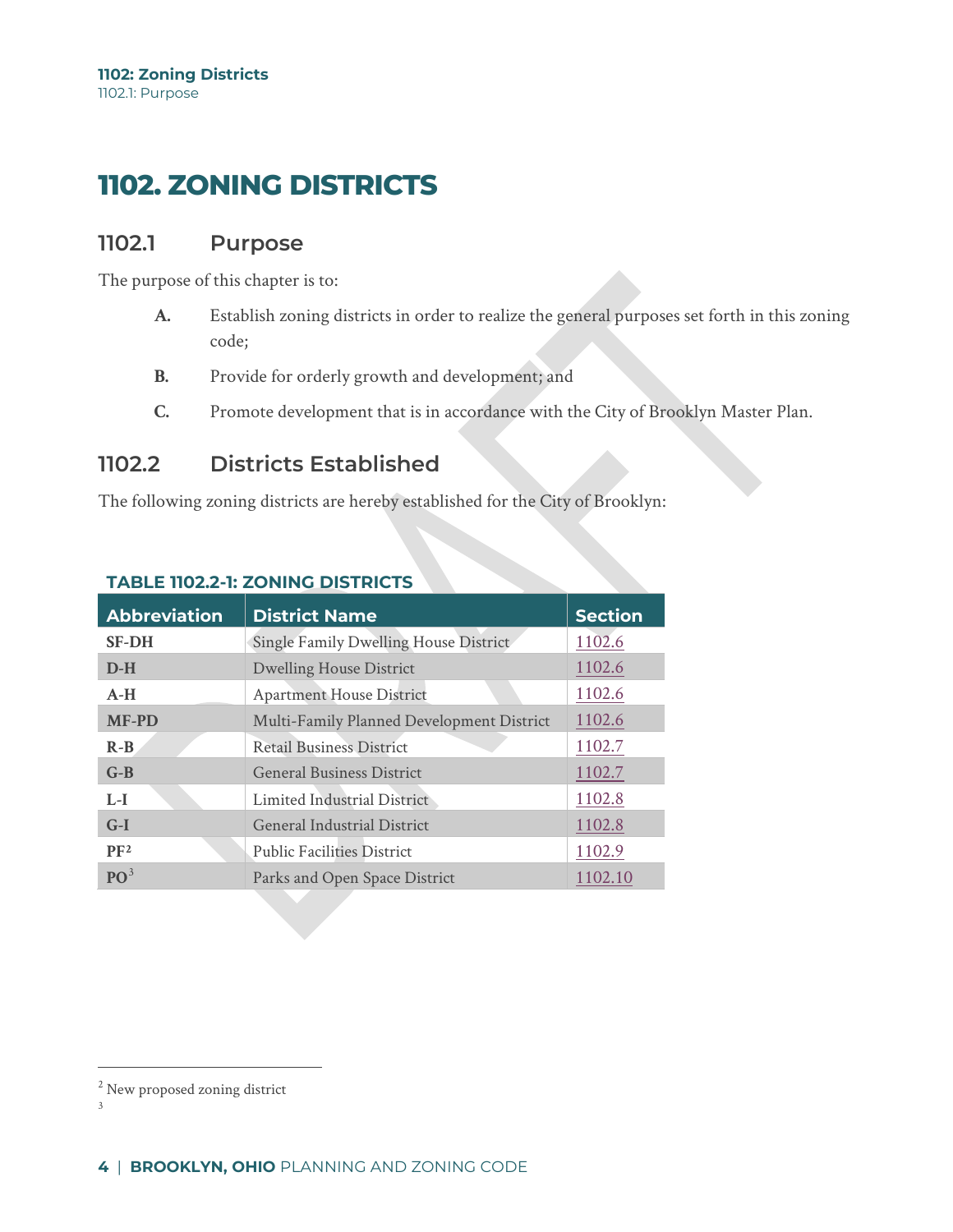# 1102. ZONING DISTRICTS

## 1102.1 Purpose

The purpose of this chapter is to:

**A.** Establish zoning districts in order to realize the general purposes set forth in this zoning code;

**B.** Provide for orderly growth and development; and

**C.** Promote development that is in accordance with the City of Brooklyn Master Plan.

## 1102.2 Districts Established

The following zoning districts are hereby established for the City of Brooklyn:

**TABLE 1102.2-1: ZONING DISTRICTS**

| Abbreviation | District Name | Section |
|---|---|---|
| **SF-DH** | Single Family Dwelling House District | 1102.6 |
| **D-H** | Dwelling House District | 1102.6 |
| **A-H** | Apartment House District | 1102.6 |
| **MF-PD** | Multi-Family Planned Development District | 1102.6 |
| **R-B** | Retail Business District | 1102.7 |
| **G-B** | General Business District | 1102.7 |
| **L-I** | Limited Industrial District | 1102.8 |
| **G-I** | General Industrial District | 1102.8 |
| **PF**[2] | Public Facilities District | 1102.9 |
| **PO**[3] | Parks and Open Space District | 1102.10 |

[2] New proposed zoning district

[3]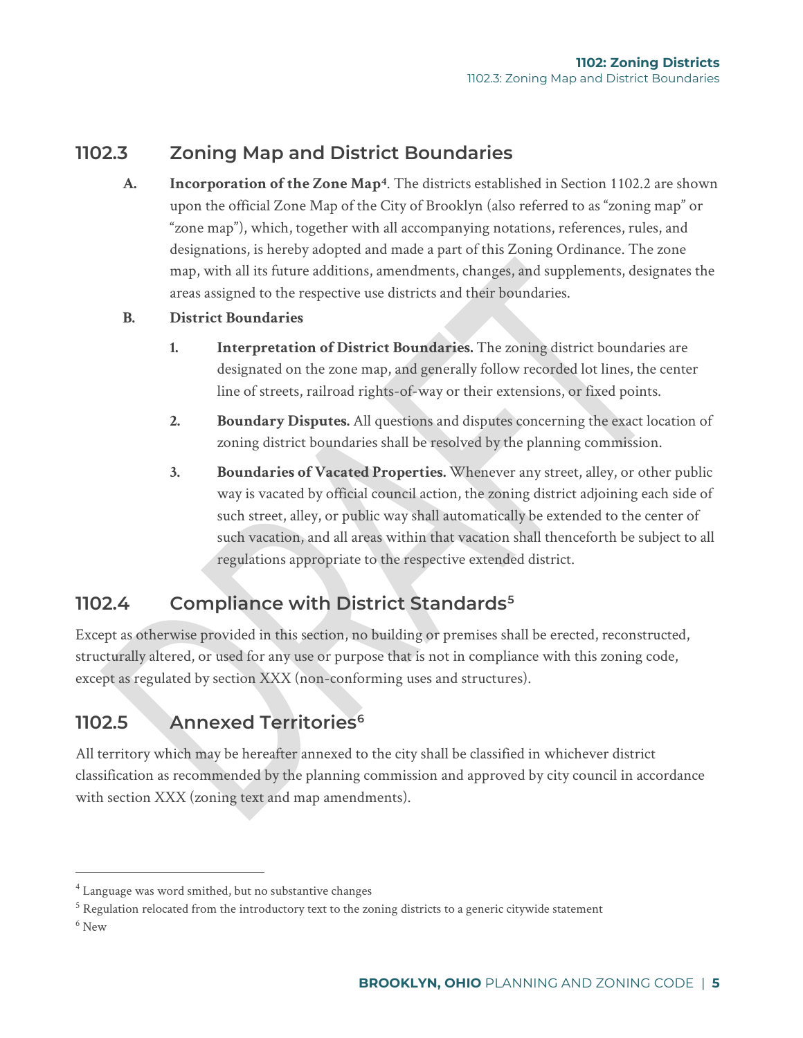## 1102.3 Zoning Map and District Boundaries

**A. Incorporation of the Zone Map**[4]. The districts established in Section 1102.2 are shown upon the official Zone Map of the City of Brooklyn (also referred to as "zoning map" or "zone map"), which, together with all accompanying notations, references, rules, and designations, is hereby adopted and made a part of this Zoning Ordinance. The zone map, with all its future additions, amendments, changes, and supplements, designates the areas assigned to the respective use districts and their boundaries.

**B. District Boundaries**

1. **Interpretation of District Boundaries.** The zoning district boundaries are designated on the zone map, and generally follow recorded lot lines, the center line of streets, railroad rights-of-way or their extensions, or fixed points.

2. **Boundary Disputes.** All questions and disputes concerning the exact location of zoning district boundaries shall be resolved by the planning commission.

3. **Boundaries of Vacated Properties.** Whenever any street, alley, or other public way is vacated by official council action, the zoning district adjoining each side of such street, alley, or public way shall automatically be extended to the center of such vacation, and all areas within that vacation shall thenceforth be subject to all regulations appropriate to the respective extended district.

## 1102.4 Compliance with District Standards[5]

Except as otherwise provided in this section, no building or premises shall be erected, reconstructed, structurally altered, or used for any use or purpose that is not in compliance with this zoning code, except as regulated by section XXX (non-conforming uses and structures).

## 1102.5 Annexed Territories[6]

All territory which may be hereafter annexed to the city shall be classified in whichever district classification as recommended by the planning commission and approved by city council in accordance with section XXX (zoning text and map amendments).

---

[4] Language was word smithed, but no substantive changes

[5] Regulation relocated from the introductory text to the zoning districts to a generic citywide statement

[6] New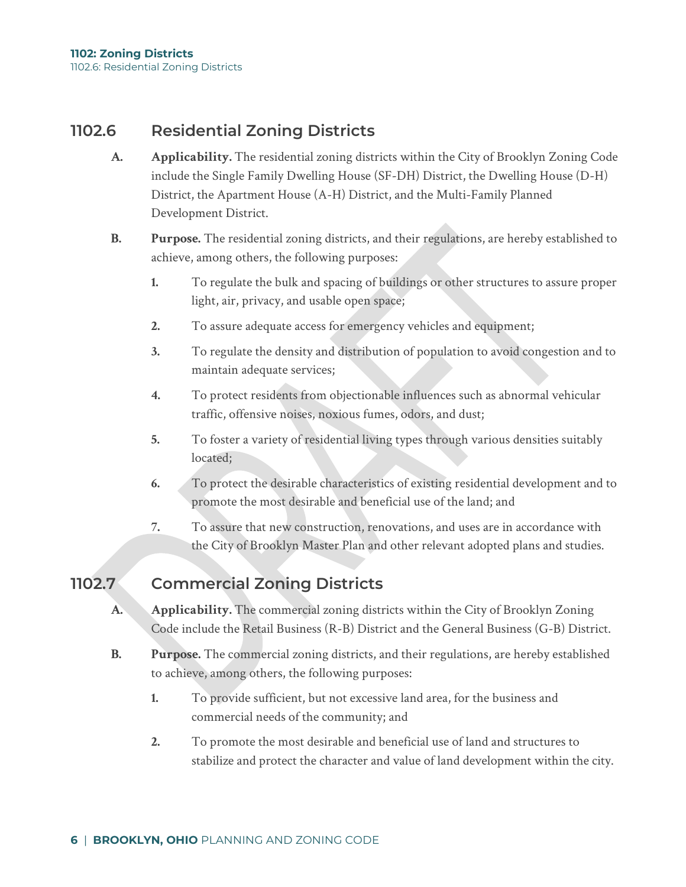## 1102.6 Residential Zoning Districts

**A. Applicability.** The residential zoning districts within the City of Brooklyn Zoning Code include the Single Family Dwelling House (SF-DH) District, the Dwelling House (D-H) District, the Apartment House (A-H) District, and the Multi-Family Planned Development District.

**B. Purpose.** The residential zoning districts, and their regulations, are hereby established to achieve, among others, the following purposes:

1. To regulate the bulk and spacing of buildings or other structures to assure proper light, air, privacy, and usable open space;
2. To assure adequate access for emergency vehicles and equipment;
3. To regulate the density and distribution of population to avoid congestion and to maintain adequate services;
4. To protect residents from objectionable influences such as abnormal vehicular traffic, offensive noises, noxious fumes, odors, and dust;
5. To foster a variety of residential living types through various densities suitably located;
6. To protect the desirable characteristics of existing residential development and to promote the most desirable and beneficial use of the land; and
7. To assure that new construction, renovations, and uses are in accordance with the City of Brooklyn Master Plan and other relevant adopted plans and studies.

## 1102.7 Commercial Zoning Districts

**A. Applicability.** The commercial zoning districts within the City of Brooklyn Zoning Code include the Retail Business (R-B) District and the General Business (G-B) District.

**B. Purpose.** The commercial zoning districts, and their regulations, are hereby established to achieve, among others, the following purposes:

1. To provide sufficient, but not excessive land area, for the business and commercial needs of the community; and
2. To promote the most desirable and beneficial use of land and structures to stabilize and protect the character and value of land development within the city.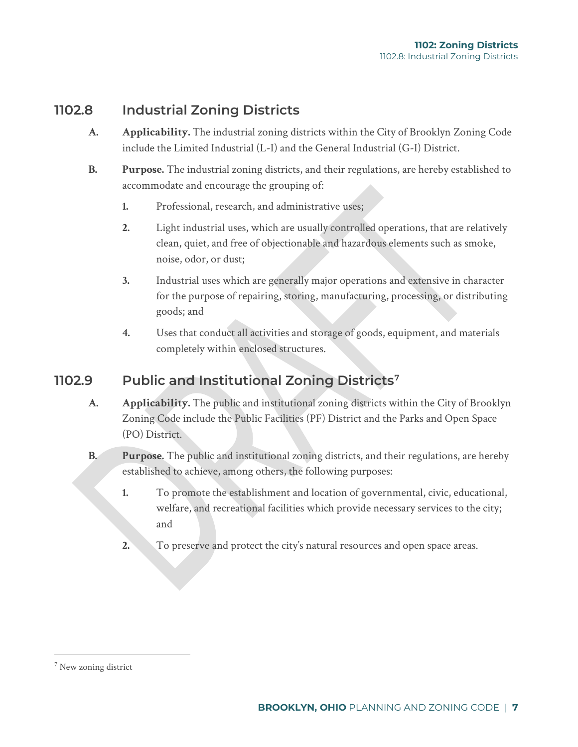## 1102.8 Industrial Zoning Districts

**A. Applicability.** The industrial zoning districts within the City of Brooklyn Zoning Code include the Limited Industrial (L-I) and the General Industrial (G-I) District.

**B. Purpose.** The industrial zoning districts, and their regulations, are hereby established to accommodate and encourage the grouping of:

1. Professional, research, and administrative uses;
2. Light industrial uses, which are usually controlled operations, that are relatively clean, quiet, and free of objectionable and hazardous elements such as smoke, noise, odor, or dust;
3. Industrial uses which are generally major operations and extensive in character for the purpose of repairing, storing, manufacturing, processing, or distributing goods; and
4. Uses that conduct all activities and storage of goods, equipment, and materials completely within enclosed structures.

## 1102.9 Public and Institutional Zoning Districts[7]

**A. Applicability.** The public and institutional zoning districts within the City of Brooklyn Zoning Code include the Public Facilities (PF) District and the Parks and Open Space (PO) District.

**B. Purpose.** The public and institutional zoning districts, and their regulations, are hereby established to achieve, among others, the following purposes:

1. To promote the establishment and location of governmental, civic, educational, welfare, and recreational facilities which provide necessary services to the city; and
2. To preserve and protect the city's natural resources and open space areas.

[7] New zoning district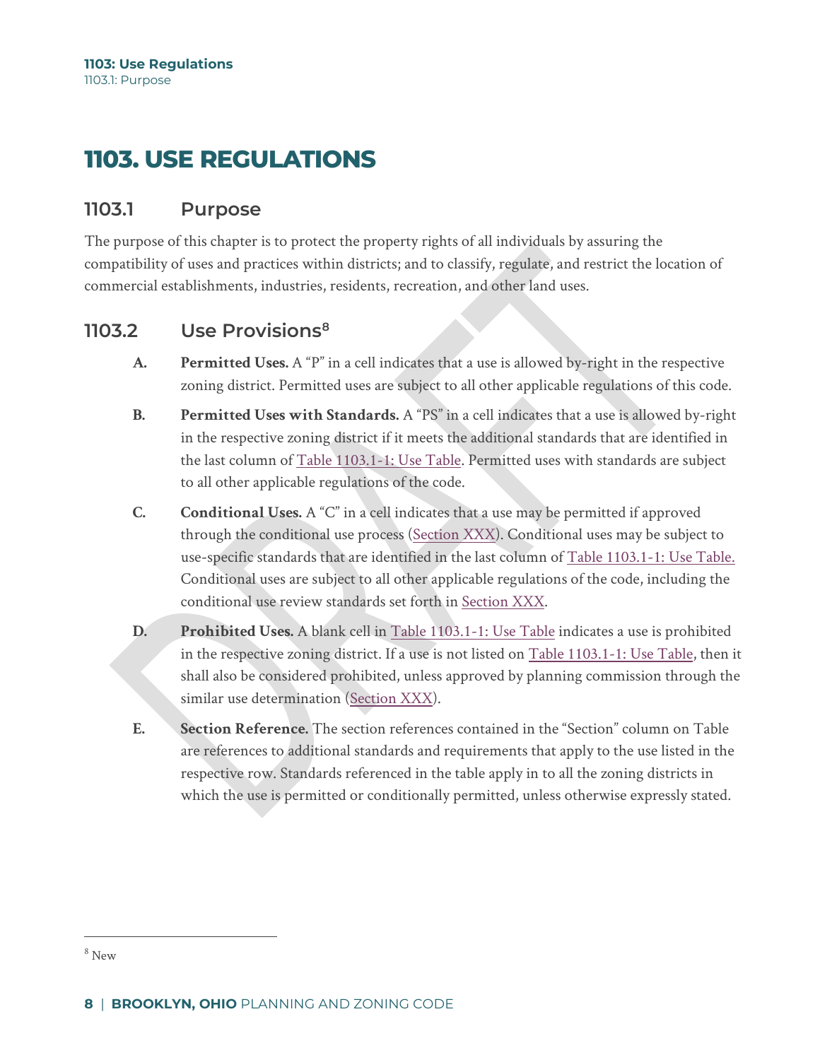# 1103. USE REGULATIONS

## 1103.1 Purpose

The purpose of this chapter is to protect the property rights of all individuals by assuring the compatibility of uses and practices within districts; and to classify, regulate, and restrict the location of commercial establishments, industries, residents, recreation, and other land uses.

## 1103.2 Use Provisions[8]

**A. Permitted Uses.** A "P" in a cell indicates that a use is allowed by-right in the respective zoning district. Permitted uses are subject to all other applicable regulations of this code.

**B. Permitted Uses with Standards.** A "PS" in a cell indicates that a use is allowed by-right in the respective zoning district if it meets the additional standards that are identified in the last column of Table 1103.1-1: Use Table. Permitted uses with standards are subject to all other applicable regulations of the code.

**C. Conditional Uses.** A "C" in a cell indicates that a use may be permitted if approved through the conditional use process (Section XXX). Conditional uses may be subject to use-specific standards that are identified in the last column of Table 1103.1-1: Use Table. Conditional uses are subject to all other applicable regulations of the code, including the conditional use review standards set forth in Section XXX.

**D. Prohibited Uses.** A blank cell in Table 1103.1-1: Use Table indicates a use is prohibited in the respective zoning district. If a use is not listed on Table 1103.1-1: Use Table, then it shall also be considered prohibited, unless approved by planning commission through the similar use determination (Section XXX).

**E. Section Reference.** The section references contained in the "Section" column on Table are references to additional standards and requirements that apply to the use listed in the respective row. Standards referenced in the table apply in to all the zoning districts in which the use is permitted or conditionally permitted, unless otherwise expressly stated.

---

[8] New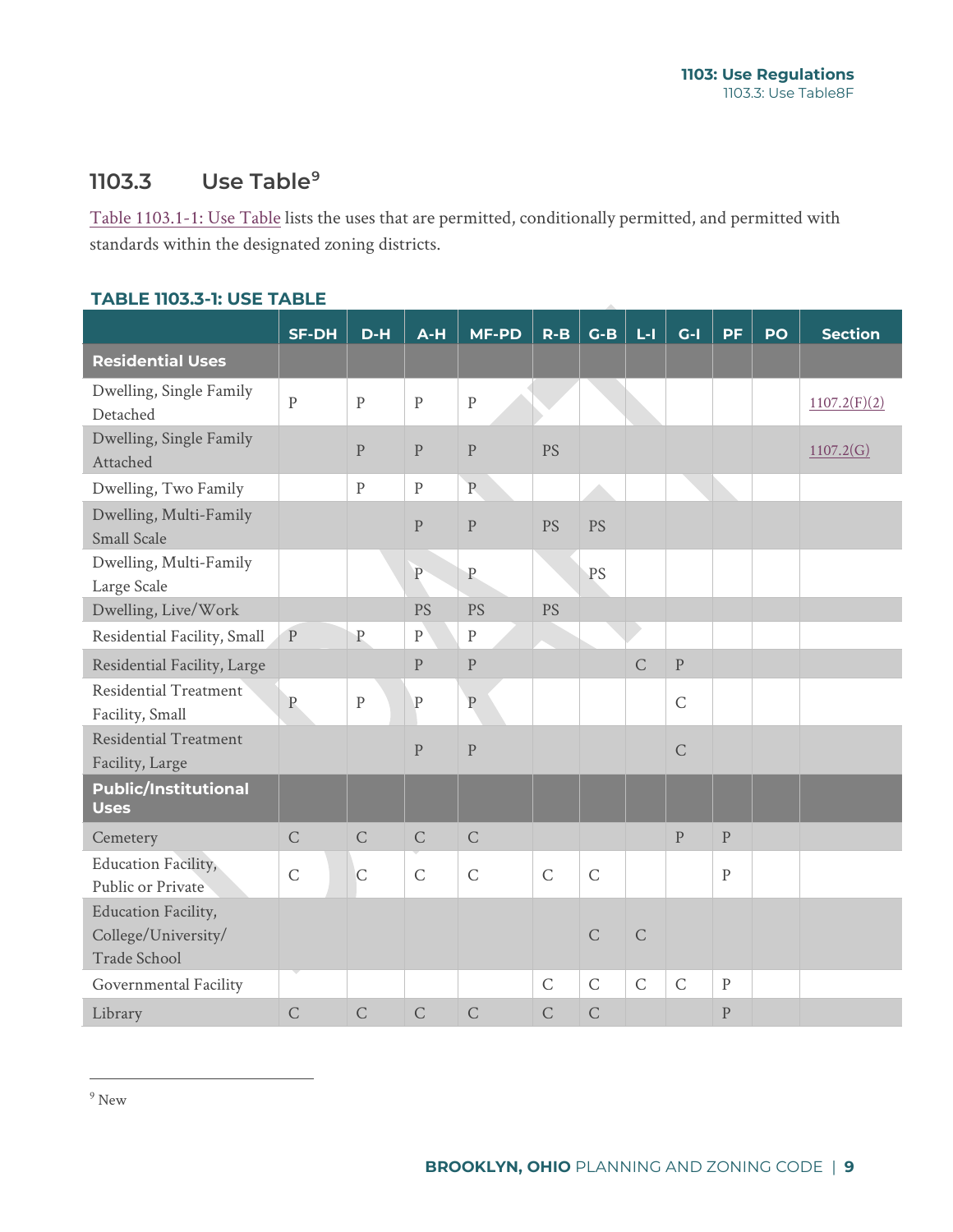## 1103.3 Use Table[9]

Table 1103.1-1: Use Table lists the uses that are permitted, conditionally permitted, and permitted with standards within the designated zoning districts.

**TABLE 1103.3-1: USE TABLE**

| | SF-DH | D-H | A-H | MF-PD | R-B | G-B | L-I | G-I | PF | PO | Section |
|---|---|---|---|---|---|---|---|---|---|---|---|
| **Residential Uses** | | | | | | | | | | | |
| Dwelling, Single Family Detached | P | P | P | P | | | | | | | 1107.2(F)(2) |
| Dwelling, Single Family Attached | | P | P | P | PS | | | | | | 1107.2(G) |
| Dwelling, Two Family | | P | P | P | | | | | | | |
| Dwelling, Multi-Family Small Scale | | | P | P | PS | PS | | | | | |
| Dwelling, Multi-Family Large Scale | | | P | P | | PS | | | | | |
| Dwelling, Live/Work | | | PS | PS | PS | | | | | | |
| Residential Facility, Small | P | P | P | P | | | | | | | |
| Residential Facility, Large | | | P | P | | | C | P | | | |
| Residential Treatment Facility, Small | P | P | P | P | | | | C | | | |
| Residential Treatment Facility, Large | | | P | P | | | | C | | | |
| **Public/Institutional Uses** | | | | | | | | | | | |
| Cemetery | C | C | C | C | | | | P | P | | |
| Education Facility, Public or Private | C | C | C | C | C | C | | | P | | |
| Education Facility, College/University/ Trade School | | | | | | C | C | | | | |
| Governmental Facility | | | | | C | C | C | C | P | | |
| Library | C | C | C | C | C | C | | | P | | |

[9] New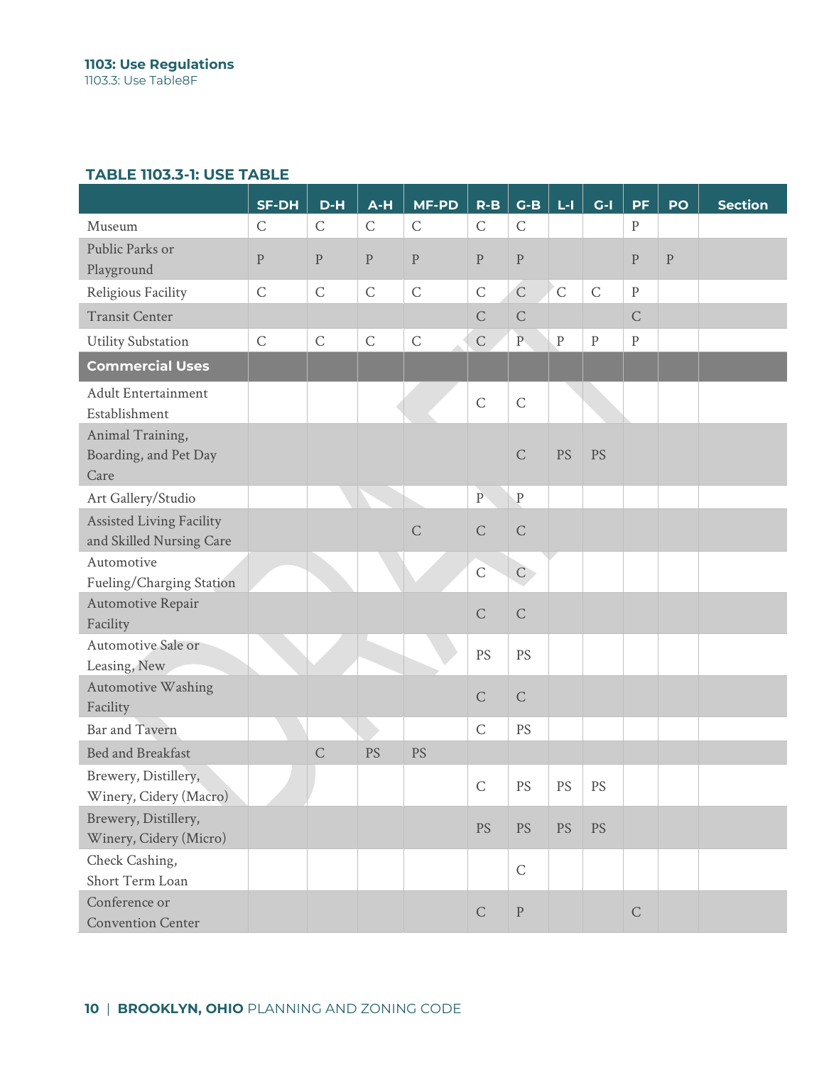1103: Use Regulations

1103.3: Use Table8F

## TABLE 1103.3-1: USE TABLE

| | SF-DH | D-H | A-H | MF-PD | R-B | G-B | L-I | G-I | PF | PO | Section |
|---|---|---|---|---|---|---|---|---|---|---|---|
| Museum | C | C | C | C | C | C | | | P | | |
| Public Parks or Playground | P | P | P | P | P | P | | | P | P | |
| Religious Facility | C | C | C | C | C | C | C | C | P | | |
| Transit Center | | | | | C | C | | | C | | |
| Utility Substation | C | C | C | C | C | P | P | P | P | | |
| **Commercial Uses** | | | | | | | | | | | |
| Adult Entertainment Establishment | | | | | C | C | | | | | |
| Animal Training, Boarding, and Pet Day Care | | | | | | C | PS | PS | | | |
| Art Gallery/Studio | | | | | P | P | | | | | |
| Assisted Living Facility and Skilled Nursing Care | | | | C | C | C | | | | | |
| Automotive Fueling/Charging Station | | | | | C | C | | | | | |
| Automotive Repair Facility | | | | | C | C | | | | | |
| Automotive Sale or Leasing, New | | | | | PS | PS | | | | | |
| Automotive Washing Facility | | | | | C | C | | | | | |
| Bar and Tavern | | | | | C | PS | | | | | |
| Bed and Breakfast | | C | PS | PS | | | | | | | |
| Brewery, Distillery, Winery, Cidery (Macro) | | | | | C | PS | PS | PS | | | |
| Brewery, Distillery, Winery, Cidery (Micro) | | | | | PS | PS | PS | PS | | | |
| Check Cashing, Short Term Loan | | | | | | C | | | | | |
| Conference or Convention Center | | | | | C | P | | | C | | |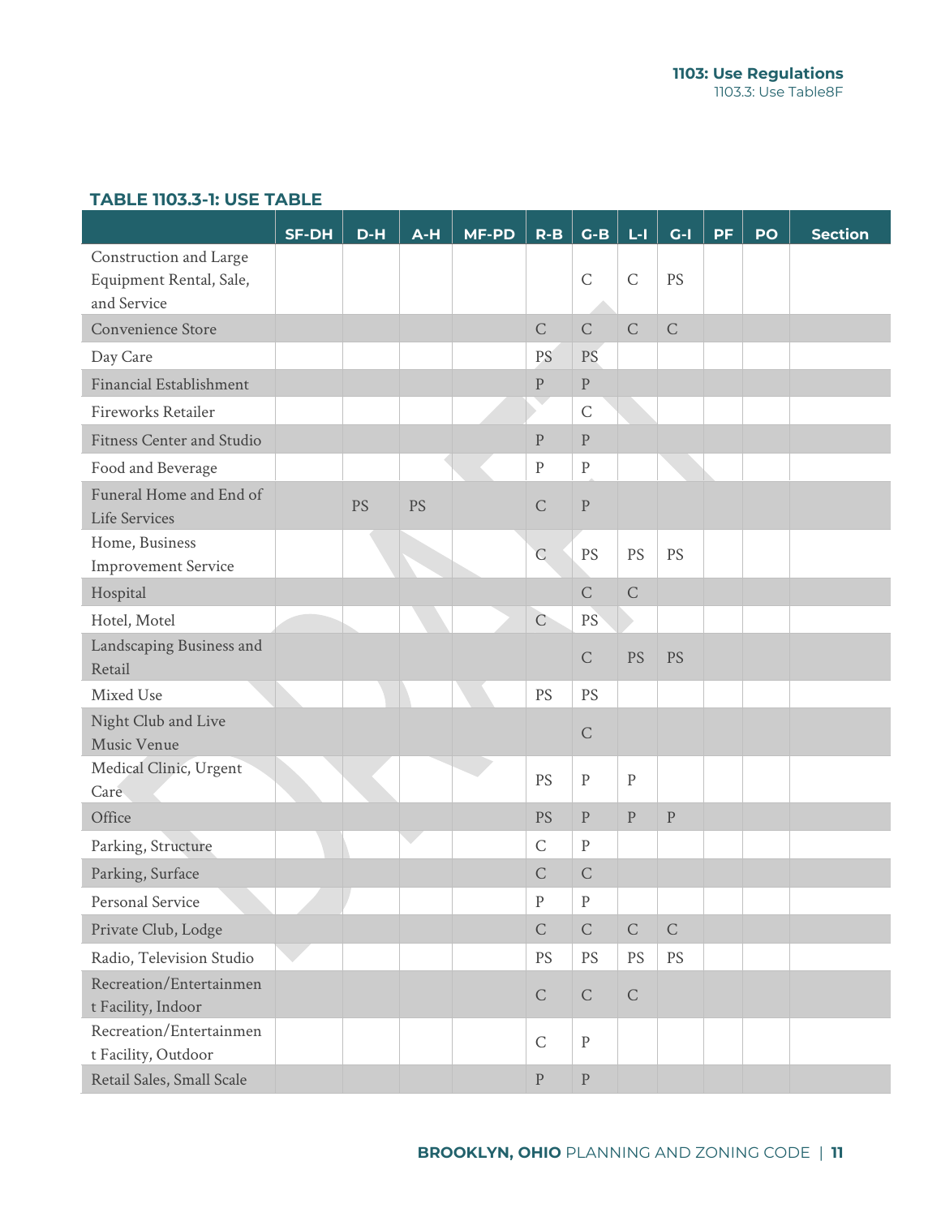### TABLE 1103.3-1: USE TABLE

| | SF-DH | D-H | A-H | MF-PD | R-B | G-B | L-I | G-I | PF | PO | Section |
|---|---|---|---|---|---|---|---|---|---|---|---|
| Construction and Large Equipment Rental, Sale, and Service | | | | | | C | C | PS | | | |
| Convenience Store | | | | | C | C | C | C | | | |
| Day Care | | | | | PS | PS | | | | | |
| Financial Establishment | | | | | P | P | | | | | |
| Fireworks Retailer | | | | | | C | | | | | |
| Fitness Center and Studio | | | | | P | P | | | | | |
| Food and Beverage | | | | | P | P | | | | | |
| Funeral Home and End of Life Services | | PS | PS | | C | P | | | | | |
| Home, Business Improvement Service | | | | | C | PS | PS | PS | | | |
| Hospital | | | | | | C | C | | | | |
| Hotel, Motel | | | | | C | PS | | | | | |
| Landscaping Business and Retail | | | | | | C | PS | PS | | | |
| Mixed Use | | | | | PS | PS | | | | | |
| Night Club and Live Music Venue | | | | | | C | | | | | |
| Medical Clinic, Urgent Care | | | | | PS | P | P | | | | |
| Office | | | | | PS | P | P | P | | | |
| Parking, Structure | | | | | C | P | | | | | |
| Parking, Surface | | | | | C | C | | | | | |
| Personal Service | | | | | P | P | | | | | |
| Private Club, Lodge | | | | | C | C | C | C | | | |
| Radio, Television Studio | | | | | PS | PS | PS | PS | | | |
| Recreation/Entertainment Facility, Indoor | | | | | C | C | C | | | | |
| Recreation/Entertainment Facility, Outdoor | | | | | C | P | | | | | |
| Retail Sales, Small Scale | | | | | P | P | | | | | |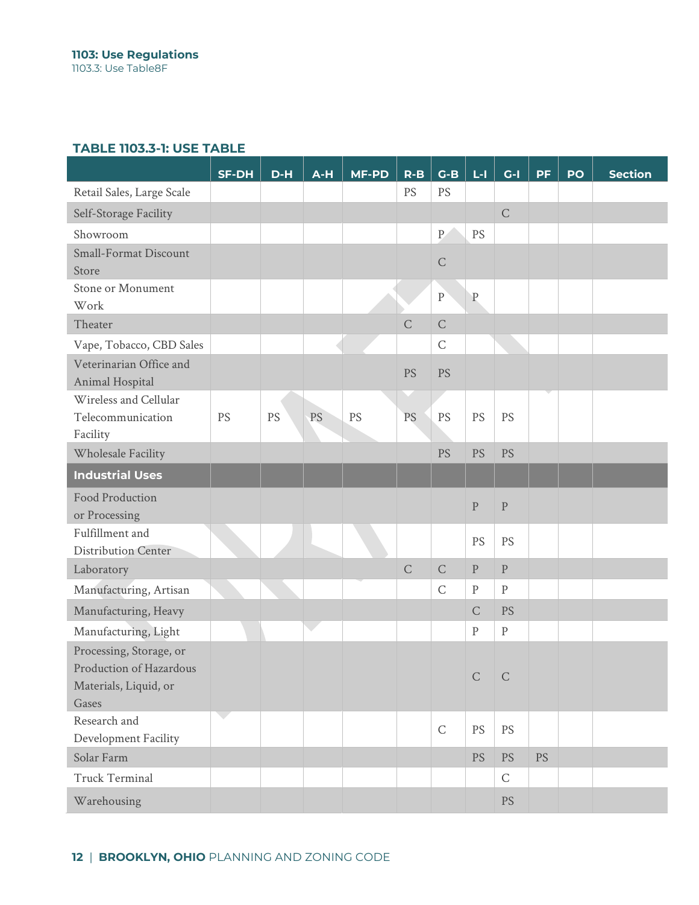**TABLE 1103.3-1: USE TABLE**

| | SF-DH | D-H | A-H | MF-PD | R-B | G-B | L-I | G-I | PF | PO | Section |
|---|---|---|---|---|---|---|---|---|---|---|---|
| Retail Sales, Large Scale | | | | | PS | PS | | | | | |
| Self-Storage Facility | | | | | | | | C | | | |
| Showroom | | | | | | P | PS | | | | |
| Small-Format Discount Store | | | | | | C | | | | | |
| Stone or Monument Work | | | | | | P | P | | | | |
| Theater | | | | | C | C | | | | | |
| Vape, Tobacco, CBD Sales | | | | | | C | | | | | |
| Veterinarian Office and Animal Hospital | | | | | PS | PS | | | | | |
| Wireless and Cellular Telecommunication Facility | PS | PS | PS | PS | PS | PS | PS | PS | | | |
| Wholesale Facility | | | | | | PS | PS | PS | | | |
| **Industrial Uses** | | | | | | | | | | | |
| Food Production or Processing | | | | | | | P | P | | | |
| Fulfillment and Distribution Center | | | | | | | PS | PS | | | |
| Laboratory | | | | | C | C | P | P | | | |
| Manufacturing, Artisan | | | | | | C | P | P | | | |
| Manufacturing, Heavy | | | | | | | C | PS | | | |
| Manufacturing, Light | | | | | | | P | P | | | |
| Processing, Storage, or Production of Hazardous Materials, Liquid, or Gases | | | | | | | C | C | | | |
| Research and Development Facility | | | | | | C | PS | PS | | | |
| Solar Farm | | | | | | | PS | PS | PS | | |
| Truck Terminal | | | | | | | | C | | | |
| Warehousing | | | | | | | | PS | | | |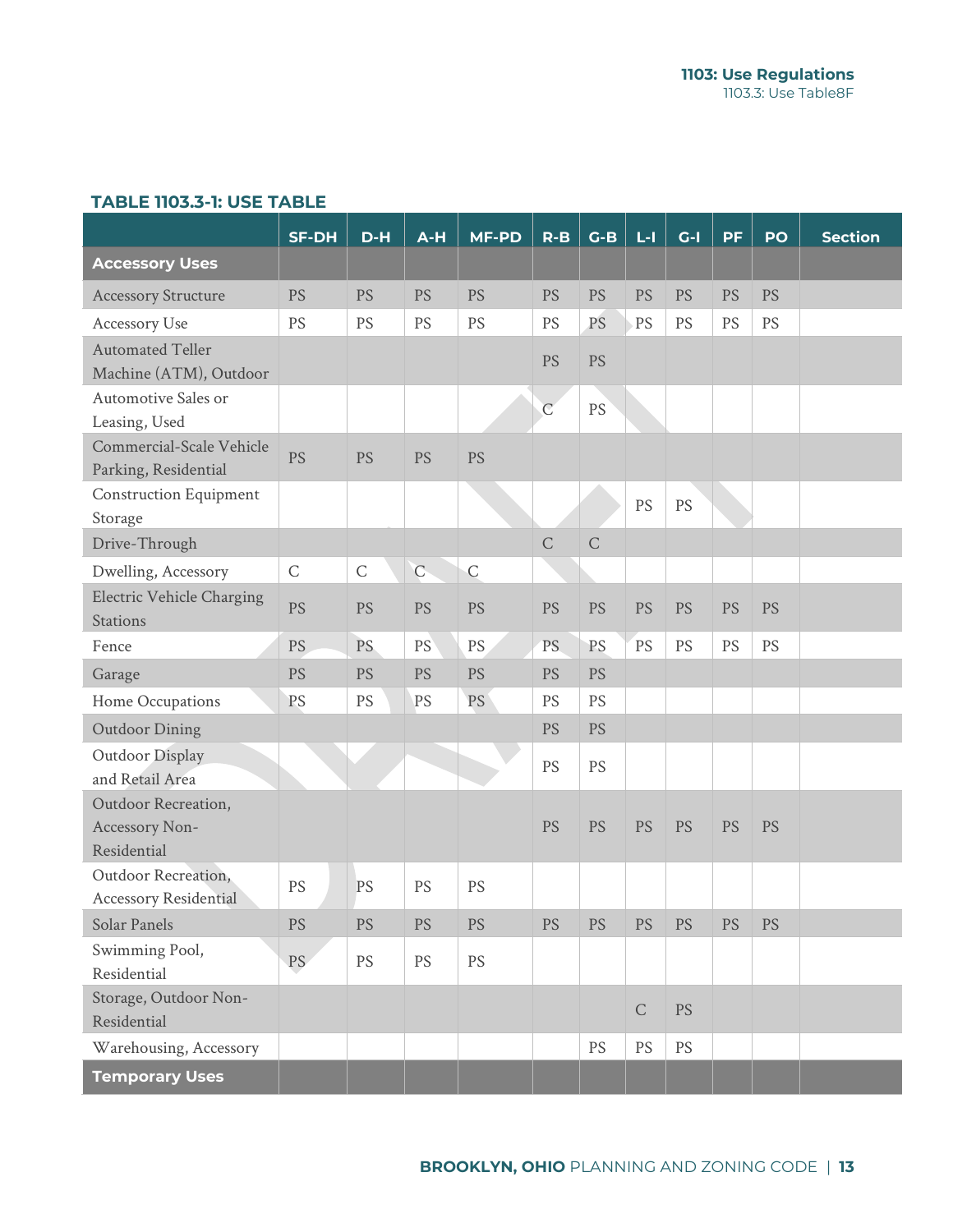**TABLE 1103.3-1: USE TABLE**

| | SF-DH | D-H | A-H | MF-PD | R-B | G-B | L-I | G-I | PF | PO | Section |
|---|---|---|---|---|---|---|---|---|---|---|---|
| **Accessory Uses** | | | | | | | | | | | |
| Accessory Structure | PS | PS | PS | PS | PS | PS | PS | PS | PS | PS | |
| Accessory Use | PS | PS | PS | PS | PS | PS | PS | PS | PS | PS | |
| Automated Teller Machine (ATM), Outdoor | | | | | PS | PS | | | | | |
| Automotive Sales or Leasing, Used | | | | | C | PS | | | | | |
| Commercial-Scale Vehicle Parking, Residential | PS | PS | PS | PS | | | | | | | |
| Construction Equipment Storage | | | | | | | PS | PS | | | |
| Drive-Through | | | | | C | C | | | | | |
| Dwelling, Accessory | C | C | C | C | | | | | | | |
| Electric Vehicle Charging Stations | PS | PS | PS | PS | PS | PS | PS | PS | PS | PS | |
| Fence | PS | PS | PS | PS | PS | PS | PS | PS | PS | PS | |
| Garage | PS | PS | PS | PS | PS | PS | | | | | |
| Home Occupations | PS | PS | PS | PS | PS | PS | | | | | |
| Outdoor Dining | | | | | PS | PS | | | | | |
| Outdoor Display and Retail Area | | | | | PS | PS | | | | | |
| Outdoor Recreation, Accessory Non-Residential | | | | | PS | PS | PS | PS | PS | PS | |
| Outdoor Recreation, Accessory Residential | PS | PS | PS | PS | | | | | | | |
| Solar Panels | PS | PS | PS | PS | PS | PS | PS | PS | PS | PS | |
| Swimming Pool, Residential | PS | PS | PS | PS | | | | | | | |
| Storage, Outdoor Non-Residential | | | | | | | C | PS | | | |
| Warehousing, Accessory | | | | | | PS | PS | PS | | | |
| **Temporary Uses** | | | | | | | | | | | |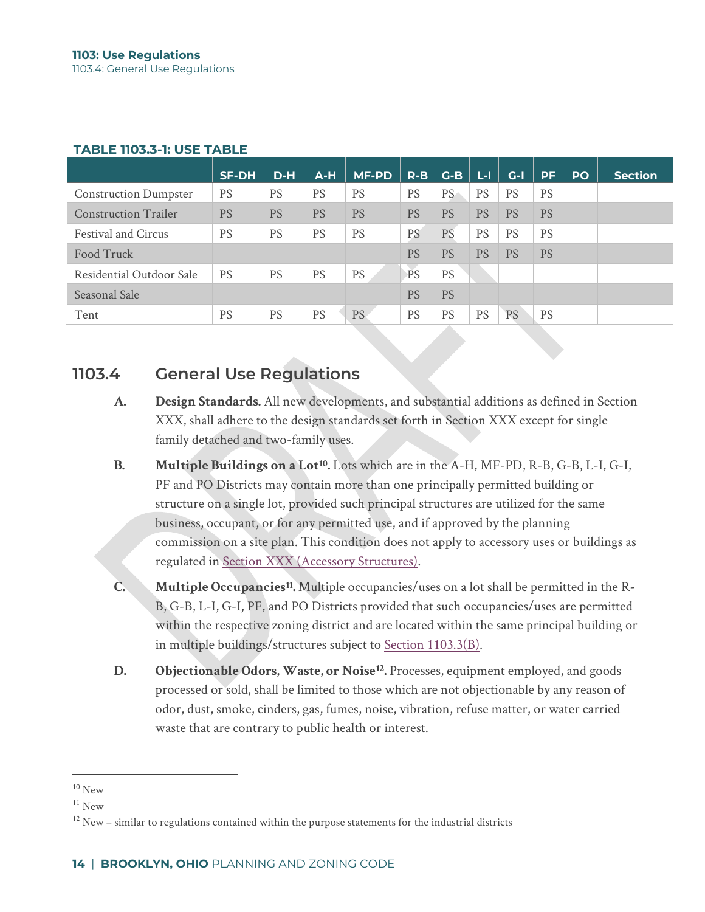**TABLE 1103.3-1: USE TABLE**

| | SF-DH | D-H | A-H | MF-PD | R-B | G-B | L-I | G-I | PF | PO | Section |
|---|---|---|---|---|---|---|---|---|---|---|---|
| Construction Dumpster | PS | PS | PS | PS | PS | PS | PS | PS | PS | | |
| Construction Trailer | PS | PS | PS | PS | PS | PS | PS | PS | PS | | |
| Festival and Circus | PS | PS | PS | PS | PS | PS | PS | PS | PS | | |
| Food Truck | | | | | PS | PS | PS | PS | PS | | |
| Residential Outdoor Sale | PS | PS | PS | PS | PS | PS | | | | | |
| Seasonal Sale | | | | | PS | PS | | | | | |
| Tent | PS | PS | PS | PS | PS | PS | PS | PS | PS | | |

## 1103.4 General Use Regulations

**A. Design Standards.** All new developments, and substantial additions as defined in Section XXX, shall adhere to the design standards set forth in Section XXX except for single family detached and two-family uses.

**B. Multiple Buildings on a Lot[10].** Lots which are in the A-H, MF-PD, R-B, G-B, L-I, G-I, PF and PO Districts may contain more than one principally permitted building or structure on a single lot, provided such principal structures are utilized for the same business, occupant, or for any permitted use, and if approved by the planning commission on a site plan. This condition does not apply to accessory uses or buildings as regulated in Section XXX (Accessory Structures).

**C. Multiple Occupancies[11].** Multiple occupancies/uses on a lot shall be permitted in the R-B, G-B, L-I, G-I, PF, and PO Districts provided that such occupancies/uses are permitted within the respective zoning district and are located within the same principal building or in multiple buildings/structures subject to Section 1103.3(B).

**D. Objectionable Odors, Waste, or Noise[12].** Processes, equipment employed, and goods processed or sold, shall be limited to those which are not objectionable by any reason of odor, dust, smoke, cinders, gas, fumes, noise, vibration, refuse matter, or water carried waste that are contrary to public health or interest.

---

[10] New

[11] New

[12] New – similar to regulations contained within the purpose statements for the industrial districts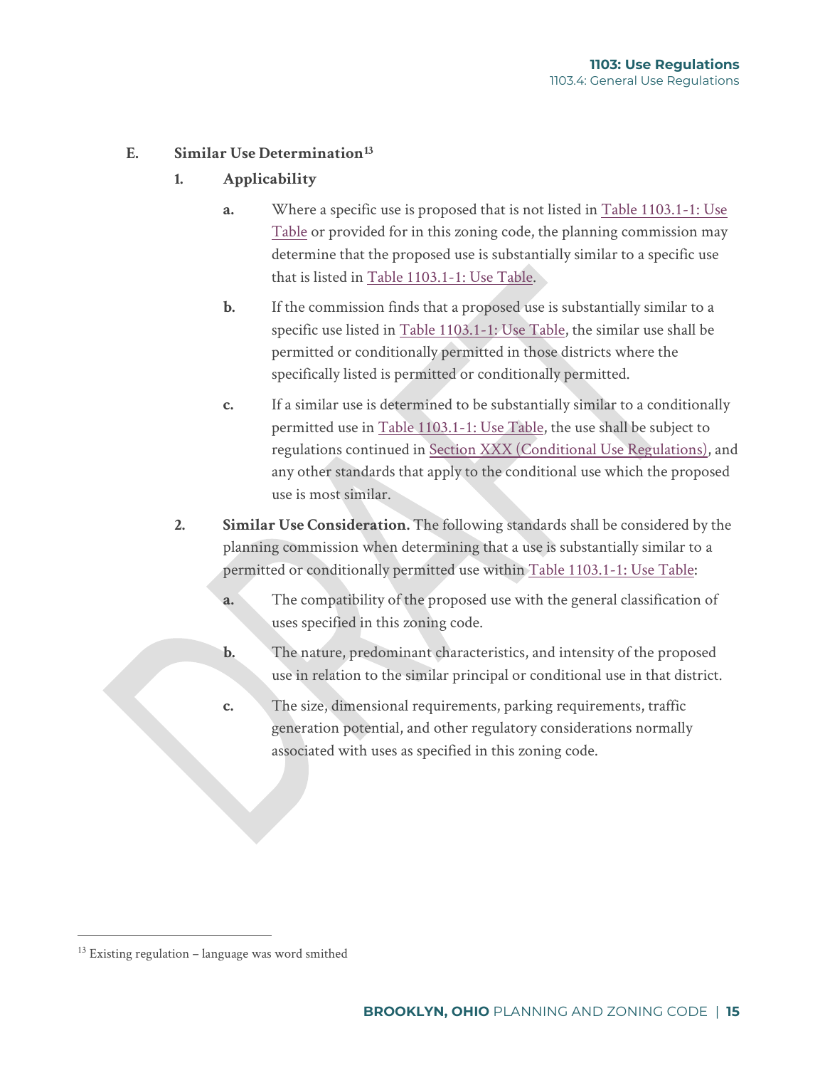### E. Similar Use Determination[13]

#### 1. Applicability

a. Where a specific use is proposed that is not listed in Table 1103.1-1: Use Table or provided for in this zoning code, the planning commission may determine that the proposed use is substantially similar to a specific use that is listed in Table 1103.1-1: Use Table.

b. If the commission finds that a proposed use is substantially similar to a specific use listed in Table 1103.1-1: Use Table, the similar use shall be permitted or conditionally permitted in those districts where the specifically listed is permitted or conditionally permitted.

c. If a similar use is determined to be substantially similar to a conditionally permitted use in Table 1103.1-1: Use Table, the use shall be subject to regulations continued in Section XXX (Conditional Use Regulations), and any other standards that apply to the conditional use which the proposed use is most similar.

#### 2. Similar Use Consideration.

The following standards shall be considered by the planning commission when determining that a use is substantially similar to a permitted or conditionally permitted use within Table 1103.1-1: Use Table:

a. The compatibility of the proposed use with the general classification of uses specified in this zoning code.

b. The nature, predominant characteristics, and intensity of the proposed use in relation to the similar principal or conditional use in that district.

c. The size, dimensional requirements, parking requirements, traffic generation potential, and other regulatory considerations normally associated with uses as specified in this zoning code.

---

[13] Existing regulation – language was word smithed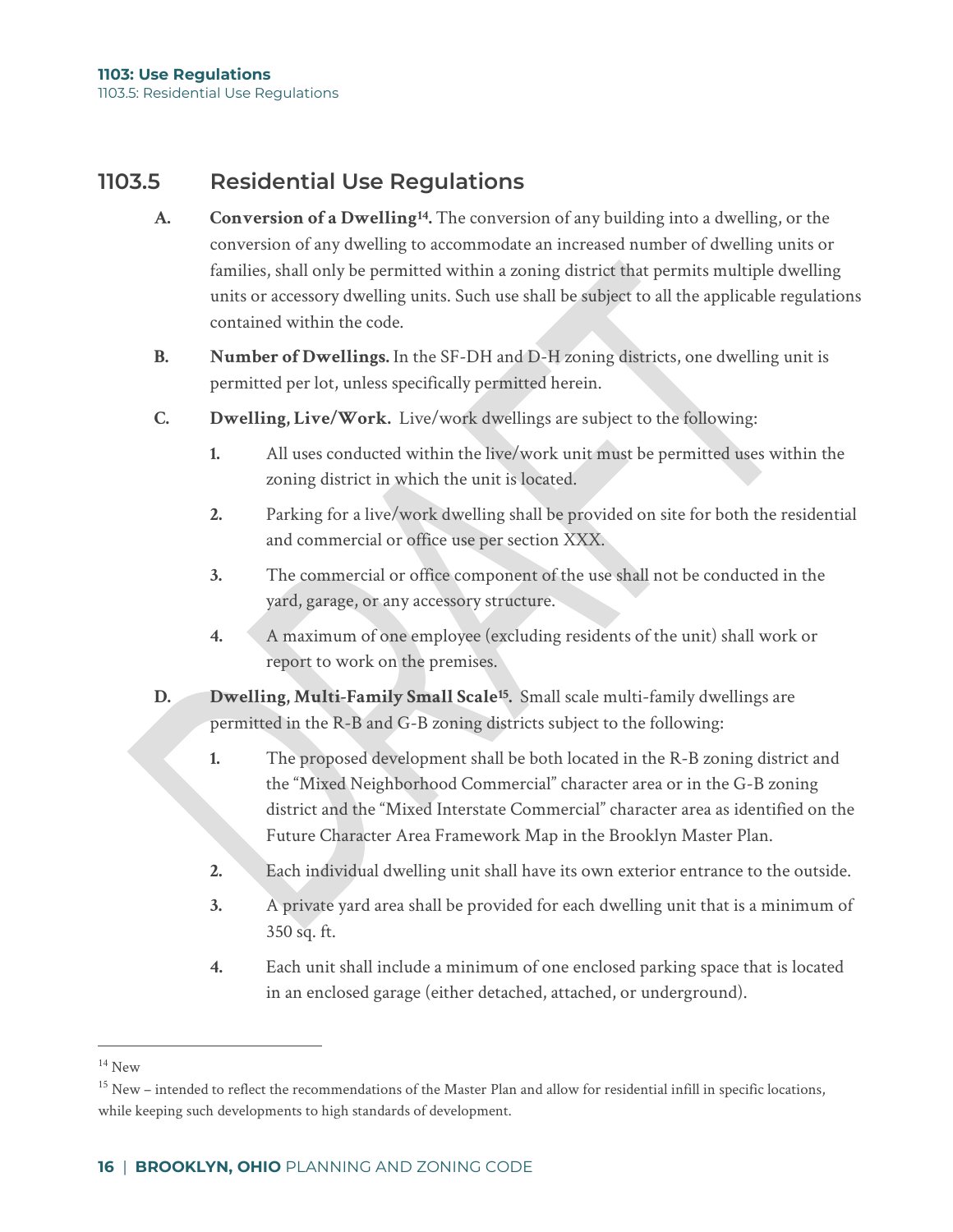## 1103.5 Residential Use Regulations

**A. Conversion of a Dwelling[14].** The conversion of any building into a dwelling, or the conversion of any dwelling to accommodate an increased number of dwelling units or families, shall only be permitted within a zoning district that permits multiple dwelling units or accessory dwelling units. Such use shall be subject to all the applicable regulations contained within the code.

**B. Number of Dwellings.** In the SF-DH and D-H zoning districts, one dwelling unit is permitted per lot, unless specifically permitted herein.

**C. Dwelling, Live/Work.** Live/work dwellings are subject to the following:

1. All uses conducted within the live/work unit must be permitted uses within the zoning district in which the unit is located.
2. Parking for a live/work dwelling shall be provided on site for both the residential and commercial or office use per section XXX.
3. The commercial or office component of the use shall not be conducted in the yard, garage, or any accessory structure.
4. A maximum of one employee (excluding residents of the unit) shall work or report to work on the premises.

**D. Dwelling, Multi-Family Small Scale[15].** Small scale multi-family dwellings are permitted in the R-B and G-B zoning districts subject to the following:

1. The proposed development shall be both located in the R-B zoning district and the "Mixed Neighborhood Commercial" character area or in the G-B zoning district and the "Mixed Interstate Commercial" character area as identified on the Future Character Area Framework Map in the Brooklyn Master Plan.
2. Each individual dwelling unit shall have its own exterior entrance to the outside.
3. A private yard area shall be provided for each dwelling unit that is a minimum of 350 sq. ft.
4. Each unit shall include a minimum of one enclosed parking space that is located in an enclosed garage (either detached, attached, or underground).

---

[14] New

[15] New – intended to reflect the recommendations of the Master Plan and allow for residential infill in specific locations, while keeping such developments to high standards of development.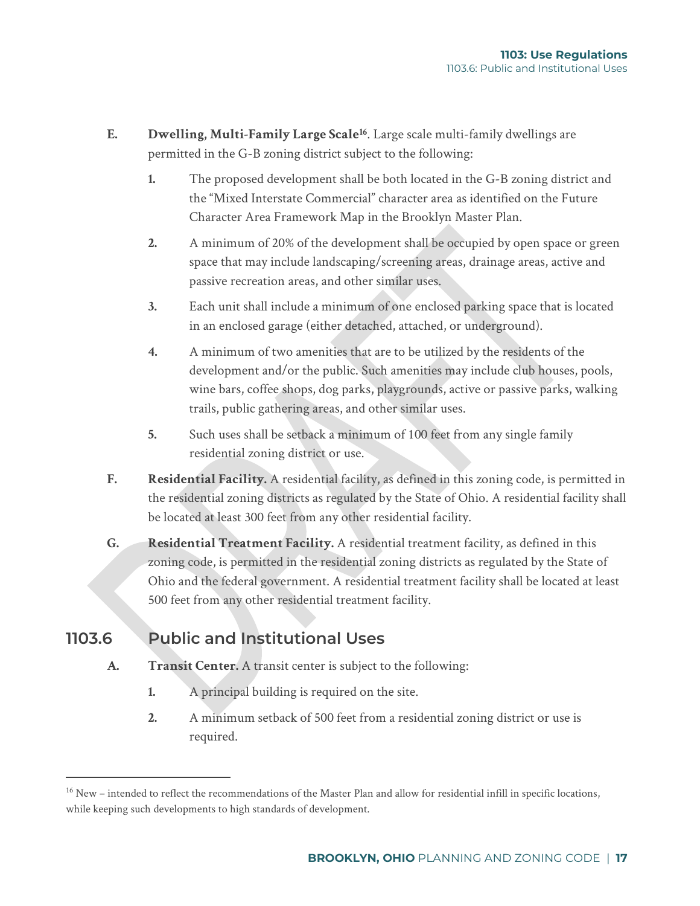**E. Dwelling, Multi-Family Large Scale**[16]. Large scale multi-family dwellings are permitted in the G-B zoning district subject to the following:

1. The proposed development shall be both located in the G-B zoning district and the "Mixed Interstate Commercial" character area as identified on the Future Character Area Framework Map in the Brooklyn Master Plan.
2. A minimum of 20% of the development shall be occupied by open space or green space that may include landscaping/screening areas, drainage areas, active and passive recreation areas, and other similar uses.
3. Each unit shall include a minimum of one enclosed parking space that is located in an enclosed garage (either detached, attached, or underground).
4. A minimum of two amenities that are to be utilized by the residents of the development and/or the public. Such amenities may include club houses, pools, wine bars, coffee shops, dog parks, playgrounds, active or passive parks, walking trails, public gathering areas, and other similar uses.
5. Such uses shall be setback a minimum of 100 feet from any single family residential zoning district or use.

**F. Residential Facility.** A residential facility, as defined in this zoning code, is permitted in the residential zoning districts as regulated by the State of Ohio. A residential facility shall be located at least 300 feet from any other residential facility.

**G. Residential Treatment Facility.** A residential treatment facility, as defined in this zoning code, is permitted in the residential zoning districts as regulated by the State of Ohio and the federal government. A residential treatment facility shall be located at least 500 feet from any other residential treatment facility.

## 1103.6 Public and Institutional Uses

**A. Transit Center.** A transit center is subject to the following:

1. A principal building is required on the site.
2. A minimum setback of 500 feet from a residential zoning district or use is required.

---

[16] New – intended to reflect the recommendations of the Master Plan and allow for residential infill in specific locations, while keeping such developments to high standards of development.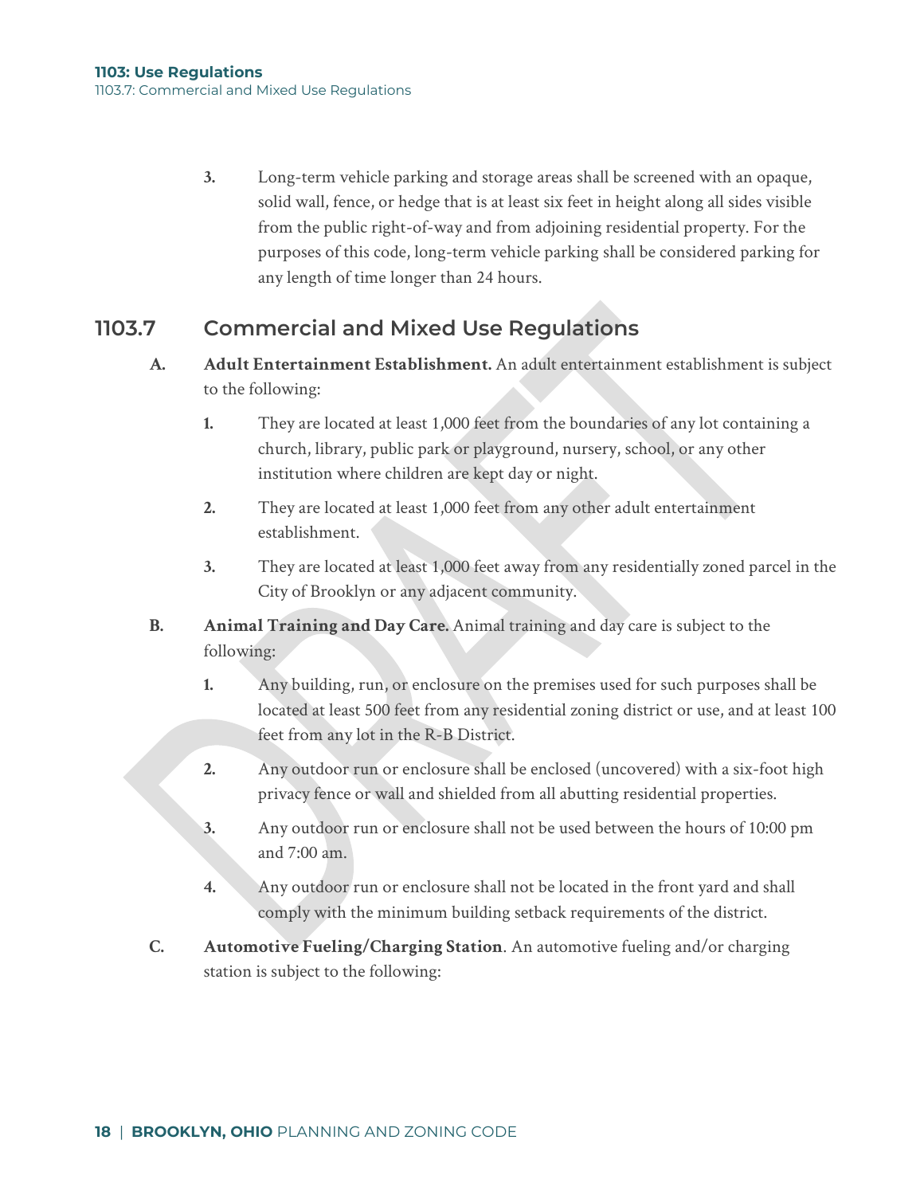3. Long-term vehicle parking and storage areas shall be screened with an opaque, solid wall, fence, or hedge that is at least six feet in height along all sides visible from the public right-of-way and from adjoining residential property. For the purposes of this code, long-term vehicle parking shall be considered parking for any length of time longer than 24 hours.

## 1103.7 Commercial and Mixed Use Regulations

**A. Adult Entertainment Establishment.** An adult entertainment establishment is subject to the following:

1. They are located at least 1,000 feet from the boundaries of any lot containing a church, library, public park or playground, nursery, school, or any other institution where children are kept day or night.

2. They are located at least 1,000 feet from any other adult entertainment establishment.

3. They are located at least 1,000 feet away from any residentially zoned parcel in the City of Brooklyn or any adjacent community.

**B. Animal Training and Day Care.** Animal training and day care is subject to the following:

1. Any building, run, or enclosure on the premises used for such purposes shall be located at least 500 feet from any residential zoning district or use, and at least 100 feet from any lot in the R-B District.

2. Any outdoor run or enclosure shall be enclosed (uncovered) with a six-foot high privacy fence or wall and shielded from all abutting residential properties.

3. Any outdoor run or enclosure shall not be used between the hours of 10:00 pm and 7:00 am.

4. Any outdoor run or enclosure shall not be located in the front yard and shall comply with the minimum building setback requirements of the district.

**C. Automotive Fueling/Charging Station**. An automotive fueling and/or charging station is subject to the following: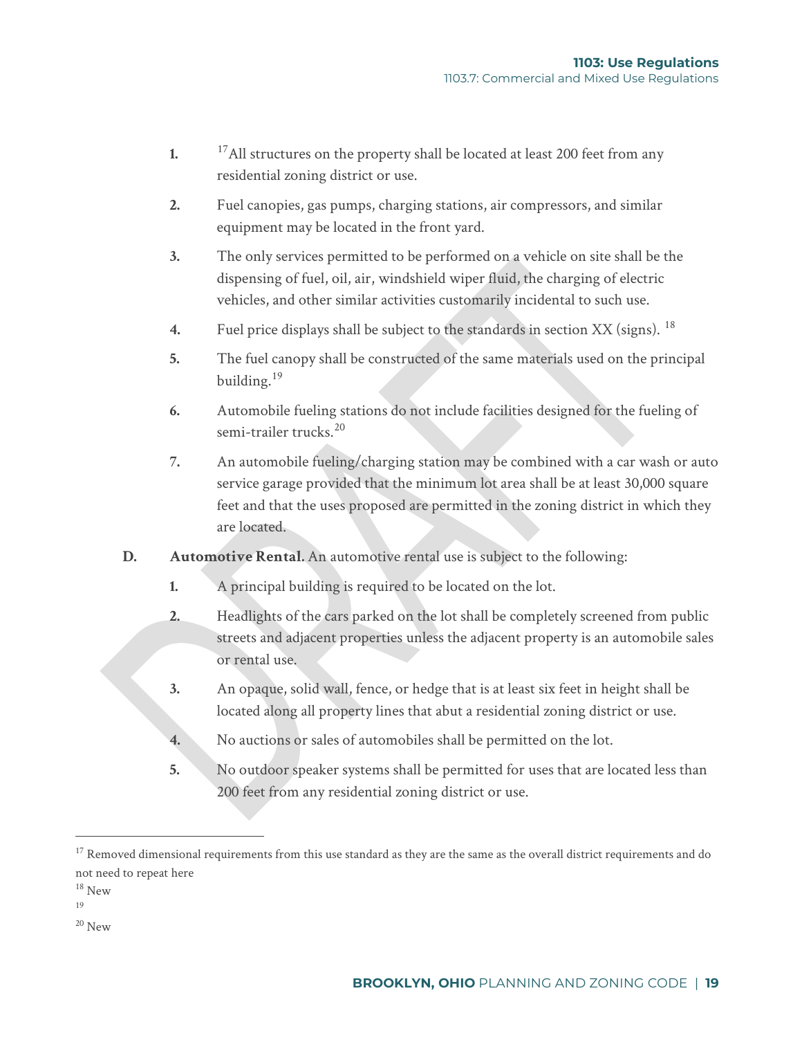1. [17]All structures on the property shall be located at least 200 feet from any residential zoning district or use.

2. Fuel canopies, gas pumps, charging stations, air compressors, and similar equipment may be located in the front yard.

3. The only services permitted to be performed on a vehicle on site shall be the dispensing of fuel, oil, air, windshield wiper fluid, the charging of electric vehicles, and other similar activities customarily incidental to such use.

4. Fuel price displays shall be subject to the standards in section XX (signs). [18]

5. The fuel canopy shall be constructed of the same materials used on the principal building.[19]

6. Automobile fueling stations do not include facilities designed for the fueling of semi-trailer trucks.[20]

7. An automobile fueling/charging station may be combined with a car wash or auto service garage provided that the minimum lot area shall be at least 30,000 square feet and that the uses proposed are permitted in the zoning district in which they are located.

**D.** **Automotive Rental.** An automotive rental use is subject to the following:

1. A principal building is required to be located on the lot.

2. Headlights of the cars parked on the lot shall be completely screened from public streets and adjacent properties unless the adjacent property is an automobile sales or rental use.

3. An opaque, solid wall, fence, or hedge that is at least six feet in height shall be located along all property lines that abut a residential zoning district or use.

4. No auctions or sales of automobiles shall be permitted on the lot.

5. No outdoor speaker systems shall be permitted for uses that are located less than 200 feet from any residential zoning district or use.

---

[17] Removed dimensional requirements from this use standard as they are the same as the overall district requirements and do not need to repeat here

[18] New

[19]

[20] New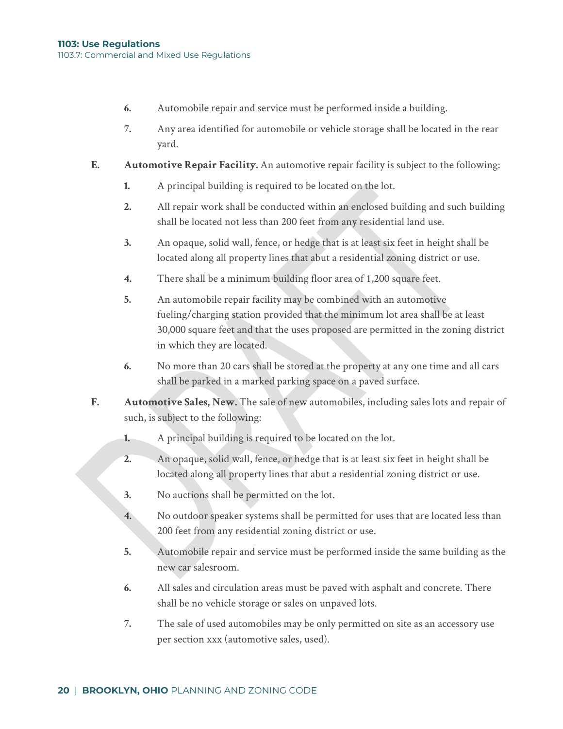6. Automobile repair and service must be performed inside a building.

7. Any area identified for automobile or vehicle storage shall be located in the rear yard.

E. **Automotive Repair Facility.** An automotive repair facility is subject to the following:

   1. A principal building is required to be located on the lot.

   2. All repair work shall be conducted within an enclosed building and such building shall be located not less than 200 feet from any residential land use.

   3. An opaque, solid wall, fence, or hedge that is at least six feet in height shall be located along all property lines that abut a residential zoning district or use.

   4. There shall be a minimum building floor area of 1,200 square feet.

   5. An automobile repair facility may be combined with an automotive fueling/charging station provided that the minimum lot area shall be at least 30,000 square feet and that the uses proposed are permitted in the zoning district in which they are located.

   6. No more than 20 cars shall be stored at the property at any one time and all cars shall be parked in a marked parking space on a paved surface.

F. **Automotive Sales, New.** The sale of new automobiles, including sales lots and repair of such, is subject to the following:

   1. A principal building is required to be located on the lot.

   2. An opaque, solid wall, fence, or hedge that is at least six feet in height shall be located along all property lines that abut a residential zoning district or use.

   3. No auctions shall be permitted on the lot.

   4. No outdoor speaker systems shall be permitted for uses that are located less than 200 feet from any residential zoning district or use.

   5. Automobile repair and service must be performed inside the same building as the new car salesroom.

   6. All sales and circulation areas must be paved with asphalt and concrete. There shall be no vehicle storage or sales on unpaved lots.

   7. The sale of used automobiles may be only permitted on site as an accessory use per section xxx (automotive sales, used).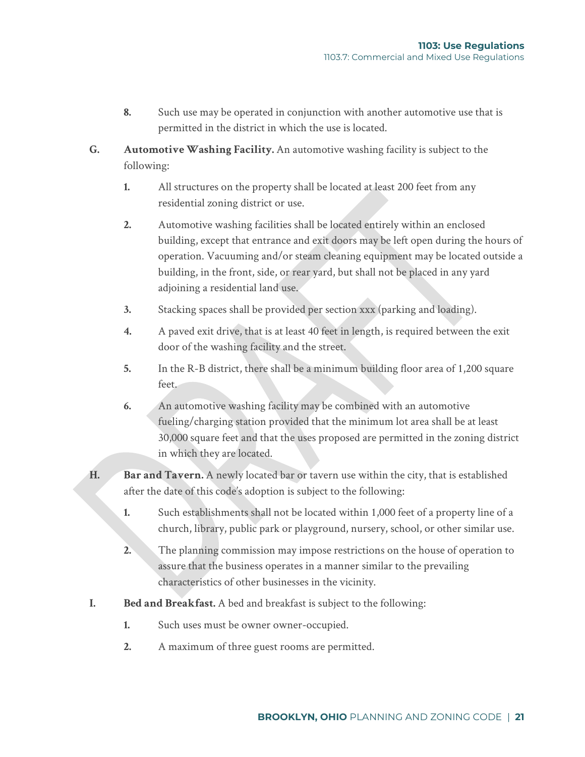8. Such use may be operated in conjunction with another automotive use that is permitted in the district in which the use is located.

G. **Automotive Washing Facility.** An automotive washing facility is subject to the following:

1. All structures on the property shall be located at least 200 feet from any residential zoning district or use.

2. Automotive washing facilities shall be located entirely within an enclosed building, except that entrance and exit doors may be left open during the hours of operation. Vacuuming and/or steam cleaning equipment may be located outside a building, in the front, side, or rear yard, but shall not be placed in any yard adjoining a residential land use.

3. Stacking spaces shall be provided per section xxx (parking and loading).

4. A paved exit drive, that is at least 40 feet in length, is required between the exit door of the washing facility and the street.

5. In the R-B district, there shall be a minimum building floor area of 1,200 square feet.

6. An automotive washing facility may be combined with an automotive fueling/charging station provided that the minimum lot area shall be at least 30,000 square feet and that the uses proposed are permitted in the zoning district in which they are located.

H. **Bar and Tavern.** A newly located bar or tavern use within the city, that is established after the date of this code's adoption is subject to the following:

1. Such establishments shall not be located within 1,000 feet of a property line of a church, library, public park or playground, nursery, school, or other similar use.

2. The planning commission may impose restrictions on the house of operation to assure that the business operates in a manner similar to the prevailing characteristics of other businesses in the vicinity.

I. **Bed and Breakfast.** A bed and breakfast is subject to the following:

1. Such uses must be owner owner-occupied.

2. A maximum of three guest rooms are permitted.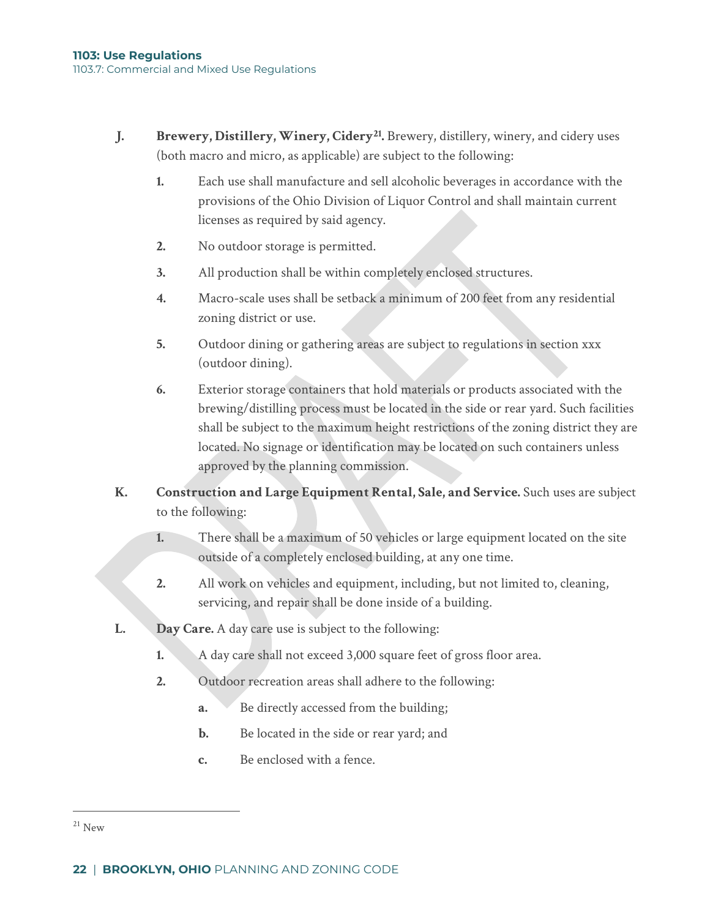**J. Brewery, Distillery, Winery, Cidery[21].** Brewery, distillery, winery, and cidery uses (both macro and micro, as applicable) are subject to the following:

1. Each use shall manufacture and sell alcoholic beverages in accordance with the provisions of the Ohio Division of Liquor Control and shall maintain current licenses as required by said agency.
2. No outdoor storage is permitted.
3. All production shall be within completely enclosed structures.
4. Macro-scale uses shall be setback a minimum of 200 feet from any residential zoning district or use.
5. Outdoor dining or gathering areas are subject to regulations in section xxx (outdoor dining).
6. Exterior storage containers that hold materials or products associated with the brewing/distilling process must be located in the side or rear yard. Such facilities shall be subject to the maximum height restrictions of the zoning district they are located. No signage or identification may be located on such containers unless approved by the planning commission.

**K. Construction and Large Equipment Rental, Sale, and Service.** Such uses are subject to the following:

1. There shall be a maximum of 50 vehicles or large equipment located on the site outside of a completely enclosed building, at any one time.
2. All work on vehicles and equipment, including, but not limited to, cleaning, servicing, and repair shall be done inside of a building.

**L. Day Care.** A day care use is subject to the following:

1. A day care shall not exceed 3,000 square feet of gross floor area.
2. Outdoor recreation areas shall adhere to the following:
   a. Be directly accessed from the building;
   b. Be located in the side or rear yard; and
   c. Be enclosed with a fence.

---

[21] New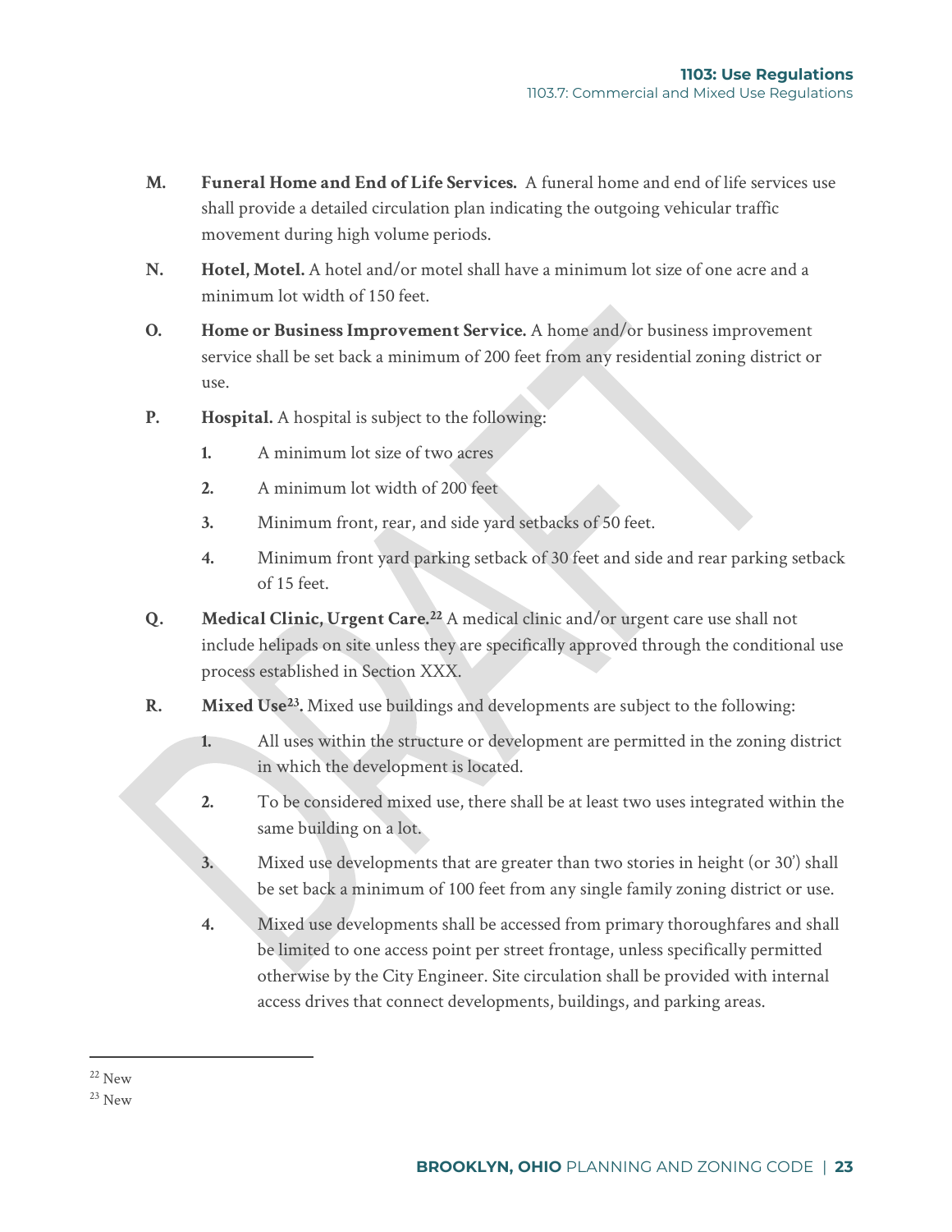**M. Funeral Home and End of Life Services.** A funeral home and end of life services use shall provide a detailed circulation plan indicating the outgoing vehicular traffic movement during high volume periods.

**N. Hotel, Motel.** A hotel and/or motel shall have a minimum lot size of one acre and a minimum lot width of 150 feet.

**O. Home or Business Improvement Service.** A home and/or business improvement service shall be set back a minimum of 200 feet from any residential zoning district or use.

**P. Hospital.** A hospital is subject to the following:

1. A minimum lot size of two acres
2. A minimum lot width of 200 feet
3. Minimum front, rear, and side yard setbacks of 50 feet.
4. Minimum front yard parking setback of 30 feet and side and rear parking setback of 15 feet.

**Q. Medical Clinic, Urgent Care.[22]** A medical clinic and/or urgent care use shall not include helipads on site unless they are specifically approved through the conditional use process established in Section XXX.

**R. Mixed Use[23].** Mixed use buildings and developments are subject to the following:

1. All uses within the structure or development are permitted in the zoning district in which the development is located.
2. To be considered mixed use, there shall be at least two uses integrated within the same building on a lot.
3. Mixed use developments that are greater than two stories in height (or 30') shall be set back a minimum of 100 feet from any single family zoning district or use.
4. Mixed use developments shall be accessed from primary thoroughfares and shall be limited to one access point per street frontage, unless specifically permitted otherwise by the City Engineer. Site circulation shall be provided with internal access drives that connect developments, buildings, and parking areas.

---

[22] New

[23] New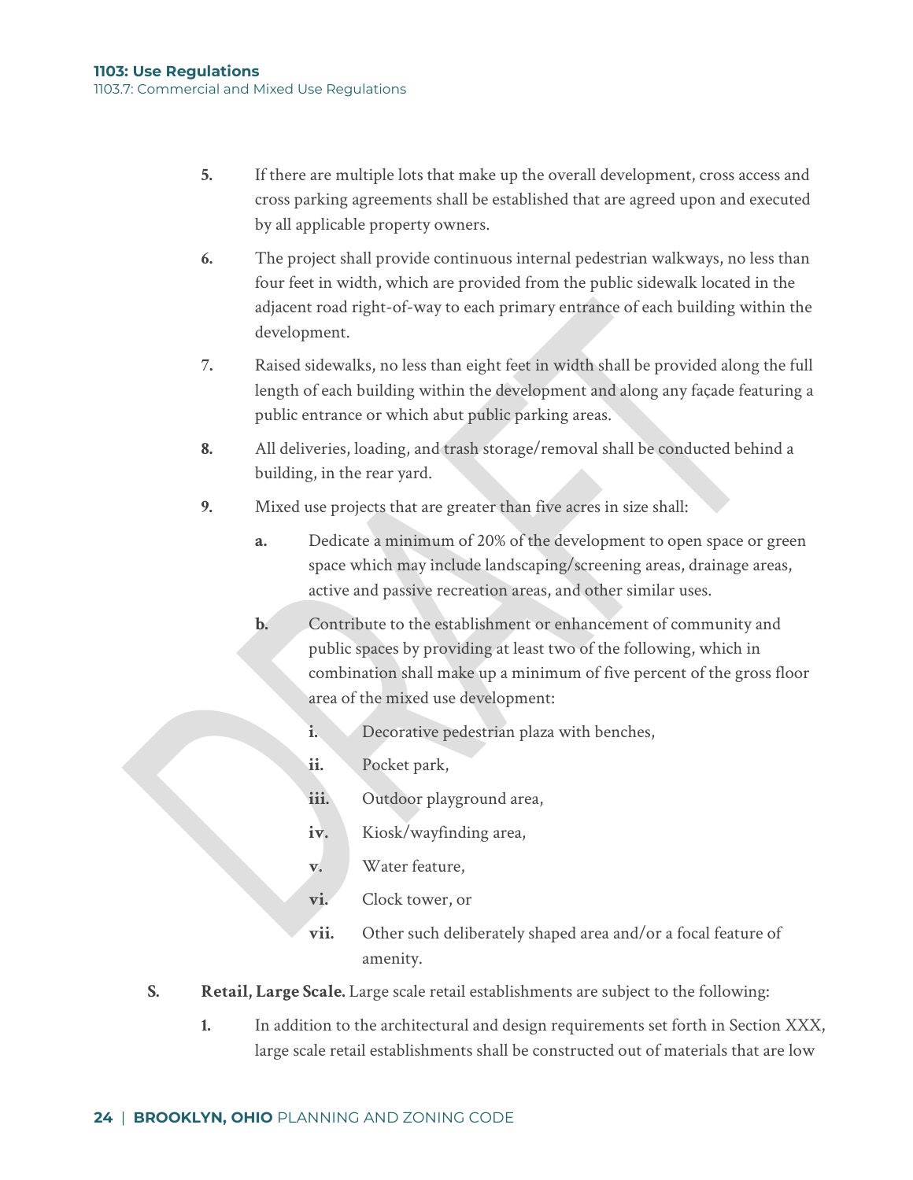5. If there are multiple lots that make up the overall development, cross access and cross parking agreements shall be established that are agreed upon and executed by all applicable property owners.

6. The project shall provide continuous internal pedestrian walkways, no less than four feet in width, which are provided from the public sidewalk located in the adjacent road right-of-way to each primary entrance of each building within the development.

7. Raised sidewalks, no less than eight feet in width shall be provided along the full length of each building within the development and along any façade featuring a public entrance or which abut public parking areas.

8. All deliveries, loading, and trash storage/removal shall be conducted behind a building, in the rear yard.

9. Mixed use projects that are greater than five acres in size shall:

    a. Dedicate a minimum of 20% of the development to open space or green space which may include landscaping/screening areas, drainage areas, active and passive recreation areas, and other similar uses.

    b. Contribute to the establishment or enhancement of community and public spaces by providing at least two of the following, which in combination shall make up a minimum of five percent of the gross floor area of the mixed use development:

        i. Decorative pedestrian plaza with benches,

        ii. Pocket park,

        iii. Outdoor playground area,

        iv. Kiosk/wayfinding area,

        v. Water feature,

        vi. Clock tower, or

        vii. Other such deliberately shaped area and/or a focal feature of amenity.

S. **Retail, Large Scale.** Large scale retail establishments are subject to the following:

1. In addition to the architectural and design requirements set forth in Section XXX, large scale retail establishments shall be constructed out of materials that are low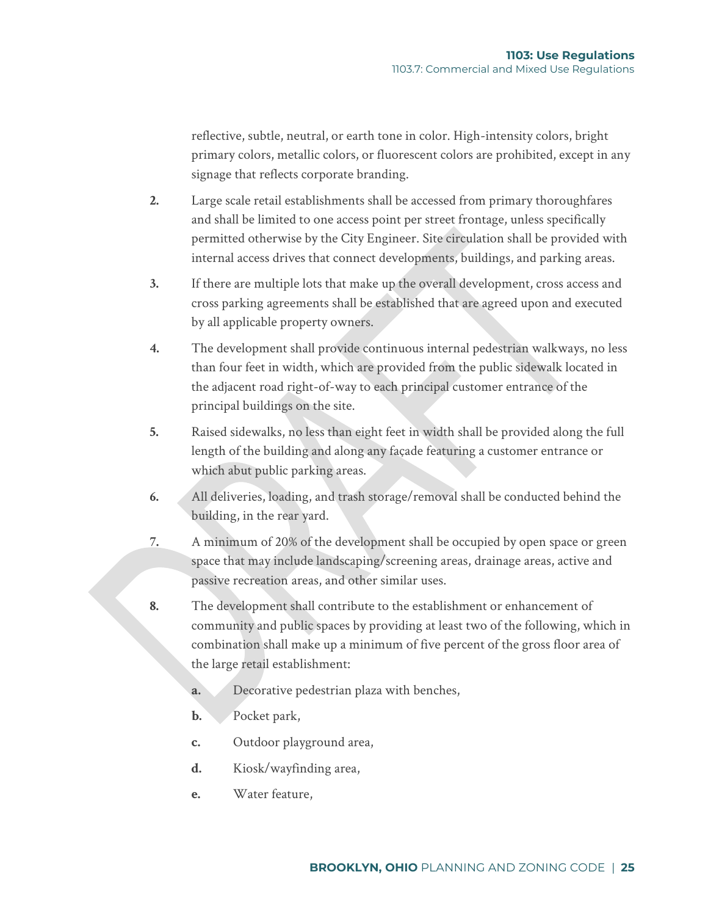reflective, subtle, neutral, or earth tone in color. High-intensity colors, bright primary colors, metallic colors, or fluorescent colors are prohibited, except in any signage that reflects corporate branding.

2. Large scale retail establishments shall be accessed from primary thoroughfares and shall be limited to one access point per street frontage, unless specifically permitted otherwise by the City Engineer. Site circulation shall be provided with internal access drives that connect developments, buildings, and parking areas.

3. If there are multiple lots that make up the overall development, cross access and cross parking agreements shall be established that are agreed upon and executed by all applicable property owners.

4. The development shall provide continuous internal pedestrian walkways, no less than four feet in width, which are provided from the public sidewalk located in the adjacent road right-of-way to each principal customer entrance of the principal buildings on the site.

5. Raised sidewalks, no less than eight feet in width shall be provided along the full length of the building and along any façade featuring a customer entrance or which abut public parking areas.

6. All deliveries, loading, and trash storage/removal shall be conducted behind the building, in the rear yard.

7. A minimum of 20% of the development shall be occupied by open space or green space that may include landscaping/screening areas, drainage areas, active and passive recreation areas, and other similar uses.

8. The development shall contribute to the establishment or enhancement of community and public spaces by providing at least two of the following, which in combination shall make up a minimum of five percent of the gross floor area of the large retail establishment:

   a. Decorative pedestrian plaza with benches,

   b. Pocket park,

   c. Outdoor playground area,

   d. Kiosk/wayfinding area,

   e. Water feature,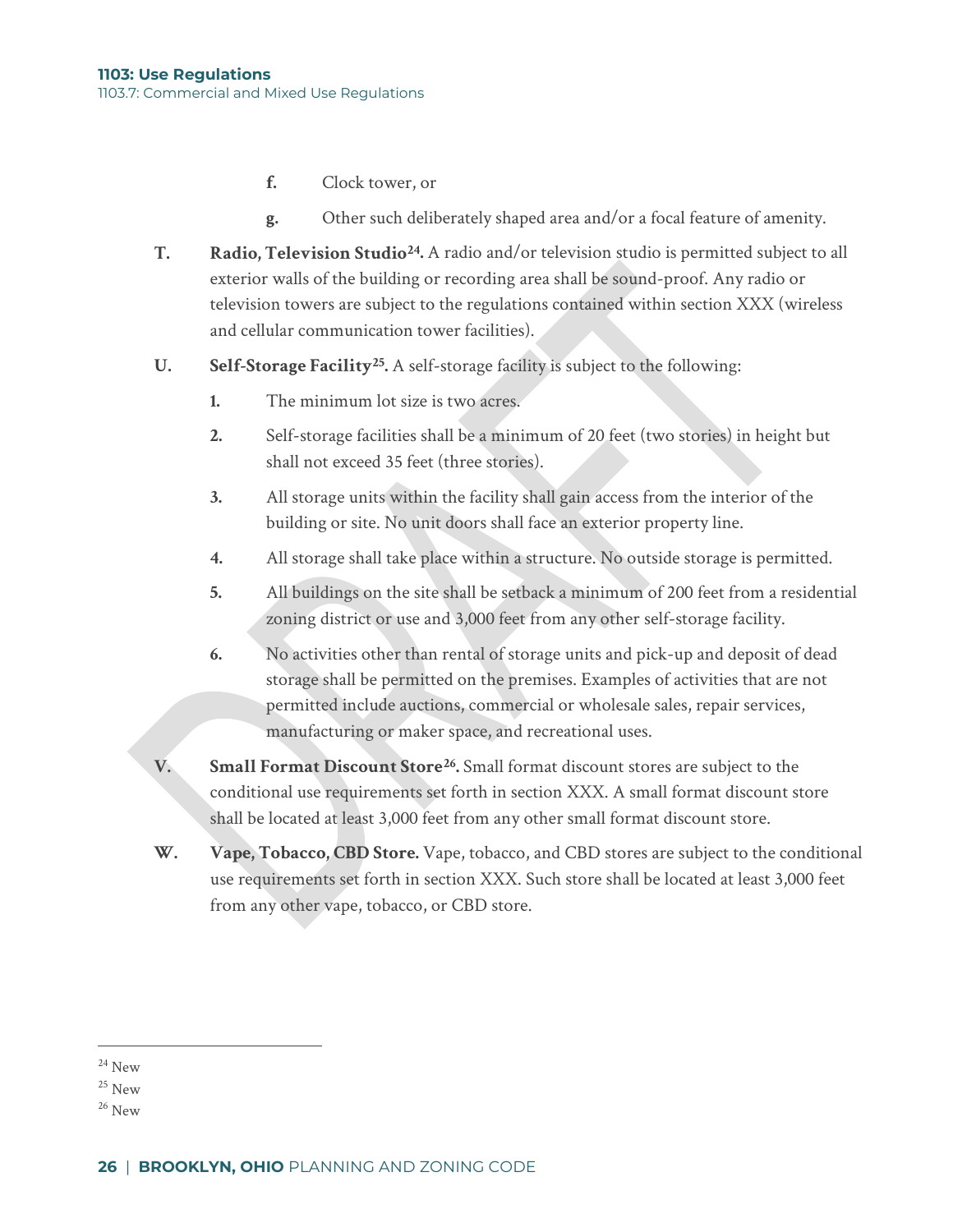f. Clock tower, or

g. Other such deliberately shaped area and/or a focal feature of amenity.

**T. Radio, Television Studio[24].** A radio and/or television studio is permitted subject to all exterior walls of the building or recording area shall be sound-proof. Any radio or television towers are subject to the regulations contained within section XXX (wireless and cellular communication tower facilities).

**U. Self-Storage Facility[25].** A self-storage facility is subject to the following:

1. The minimum lot size is two acres.
2. Self-storage facilities shall be a minimum of 20 feet (two stories) in height but shall not exceed 35 feet (three stories).
3. All storage units within the facility shall gain access from the interior of the building or site. No unit doors shall face an exterior property line.
4. All storage shall take place within a structure. No outside storage is permitted.
5. All buildings on the site shall be setback a minimum of 200 feet from a residential zoning district or use and 3,000 feet from any other self-storage facility.
6. No activities other than rental of storage units and pick-up and deposit of dead storage shall be permitted on the premises. Examples of activities that are not permitted include auctions, commercial or wholesale sales, repair services, manufacturing or maker space, and recreational uses.

**V. Small Format Discount Store[26].** Small format discount stores are subject to the conditional use requirements set forth in section XXX. A small format discount store shall be located at least 3,000 feet from any other small format discount store.

**W. Vape, Tobacco, CBD Store.** Vape, tobacco, and CBD stores are subject to the conditional use requirements set forth in section XXX. Such store shall be located at least 3,000 feet from any other vape, tobacco, or CBD store.

---

[24] New

[25] New

[26] New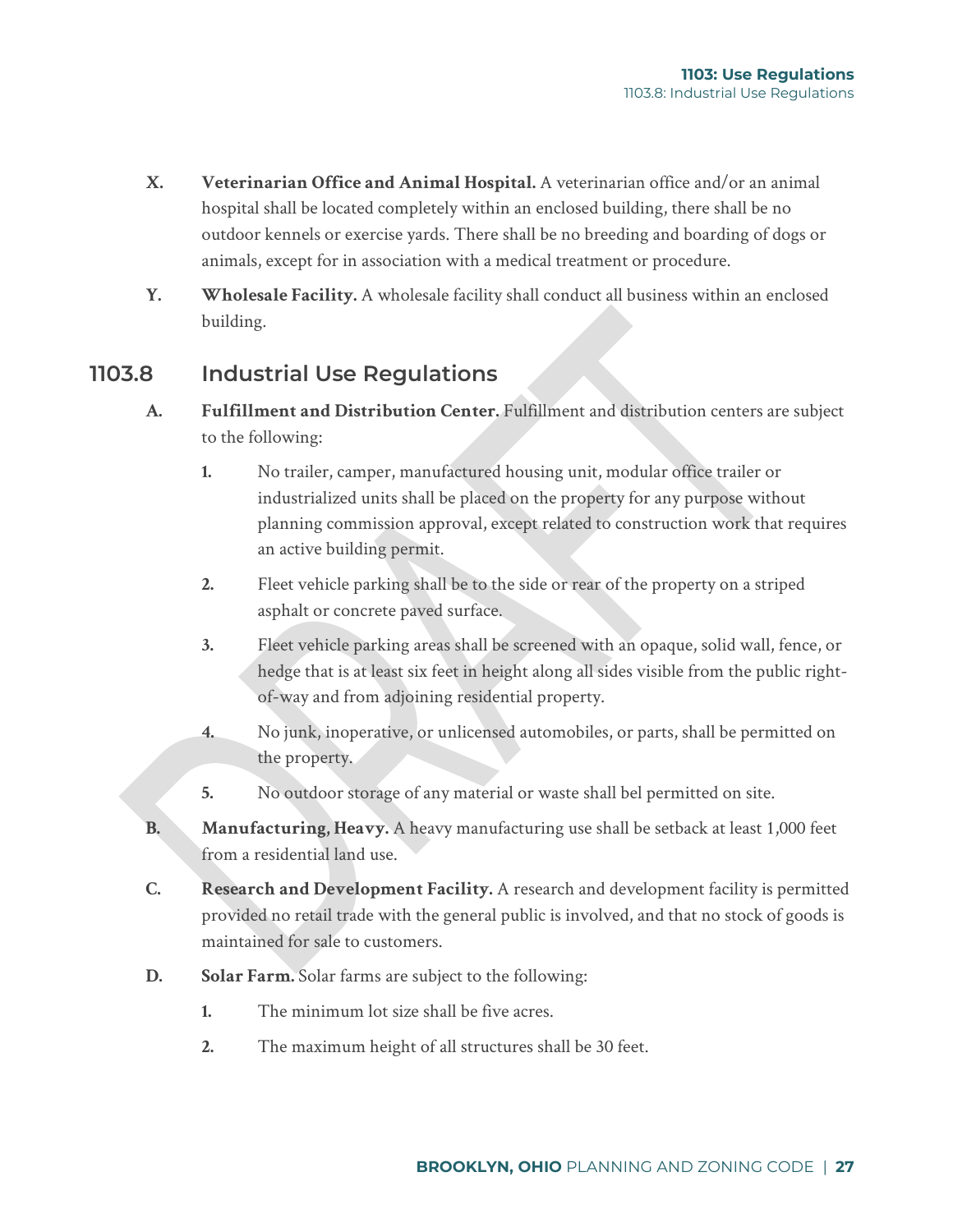- **X.** **Veterinarian Office and Animal Hospital.** A veterinarian office and/or an animal hospital shall be located completely within an enclosed building, there shall be no outdoor kennels or exercise yards. There shall be no breeding and boarding of dogs or animals, except for in association with a medical treatment or procedure.

- **Y.** **Wholesale Facility.** A wholesale facility shall conduct all business within an enclosed building.

## 1103.8 Industrial Use Regulations

- **A.** **Fulfillment and Distribution Center.** Fulfillment and distribution centers are subject to the following:
  1. No trailer, camper, manufactured housing unit, modular office trailer or industrialized units shall be placed on the property for any purpose without planning commission approval, except related to construction work that requires an active building permit.
  2. Fleet vehicle parking shall be to the side or rear of the property on a striped asphalt or concrete paved surface.
  3. Fleet vehicle parking areas shall be screened with an opaque, solid wall, fence, or hedge that is at least six feet in height along all sides visible from the public right-of-way and from adjoining residential property.
  4. No junk, inoperative, or unlicensed automobiles, or parts, shall be permitted on the property.
  5. No outdoor storage of any material or waste shall bel permitted on site.

- **B.** **Manufacturing, Heavy.** A heavy manufacturing use shall be setback at least 1,000 feet from a residential land use.

- **C.** **Research and Development Facility.** A research and development facility is permitted provided no retail trade with the general public is involved, and that no stock of goods is maintained for sale to customers.

- **D.** **Solar Farm.** Solar farms are subject to the following:
  1. The minimum lot size shall be five acres.
  2. The maximum height of all structures shall be 30 feet.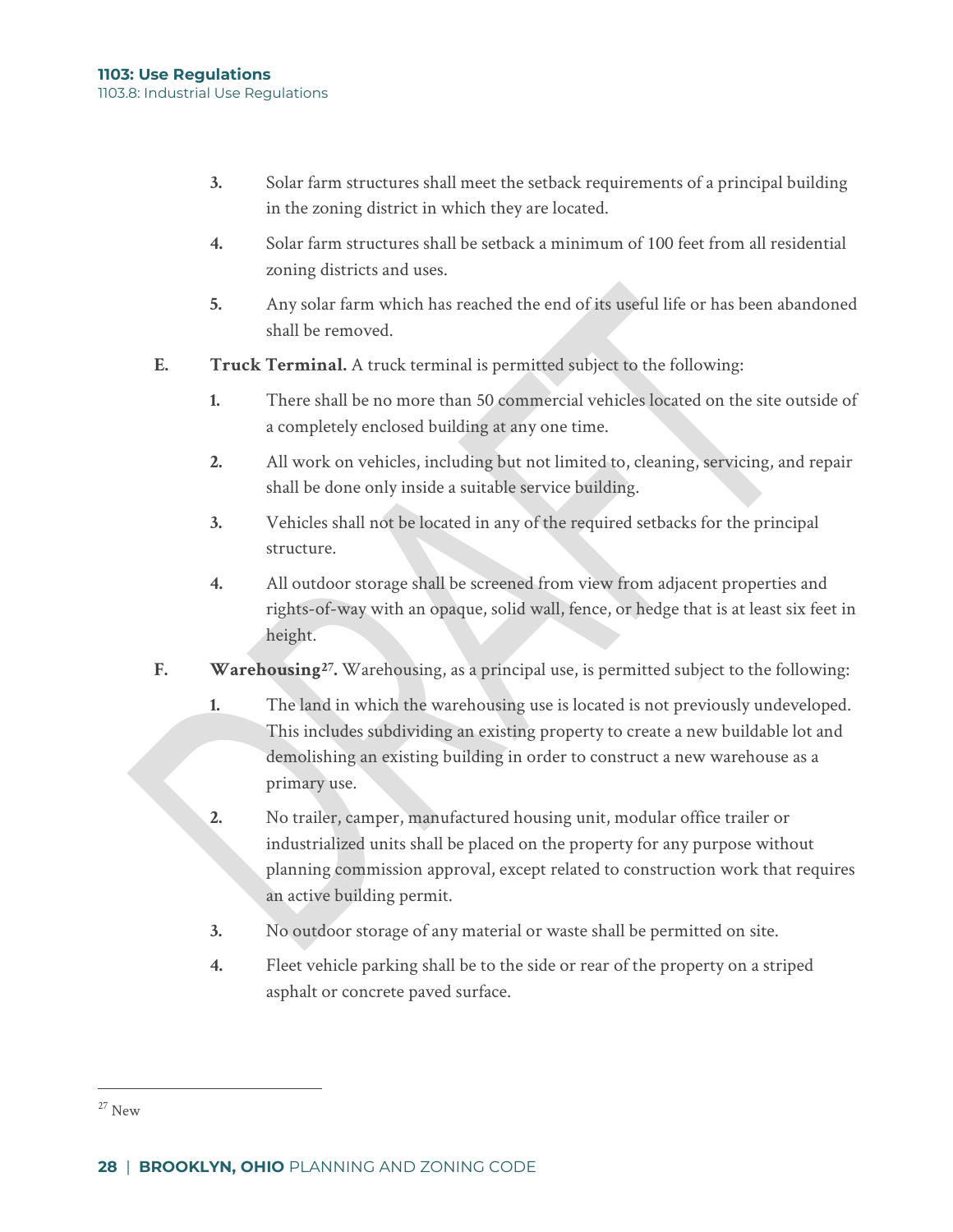3. Solar farm structures shall meet the setback requirements of a principal building in the zoning district in which they are located.

4. Solar farm structures shall be setback a minimum of 100 feet from all residential zoning districts and uses.

5. Any solar farm which has reached the end of its useful life or has been abandoned shall be removed.

E. **Truck Terminal.** A truck terminal is permitted subject to the following:

1. There shall be no more than 50 commercial vehicles located on the site outside of a completely enclosed building at any one time.

2. All work on vehicles, including but not limited to, cleaning, servicing, and repair shall be done only inside a suitable service building.

3. Vehicles shall not be located in any of the required setbacks for the principal structure.

4. All outdoor storage shall be screened from view from adjacent properties and rights-of-way with an opaque, solid wall, fence, or hedge that is at least six feet in height.

F. **Warehousing[27].** Warehousing, as a principal use, is permitted subject to the following:

1. The land in which the warehousing use is located is not previously undeveloped. This includes subdividing an existing property to create a new buildable lot and demolishing an existing building in order to construct a new warehouse as a primary use.

2. No trailer, camper, manufactured housing unit, modular office trailer or industrialized units shall be placed on the property for any purpose without planning commission approval, except related to construction work that requires an active building permit.

3. No outdoor storage of any material or waste shall be permitted on site.

4. Fleet vehicle parking shall be to the side or rear of the property on a striped asphalt or concrete paved surface.

---

[27] New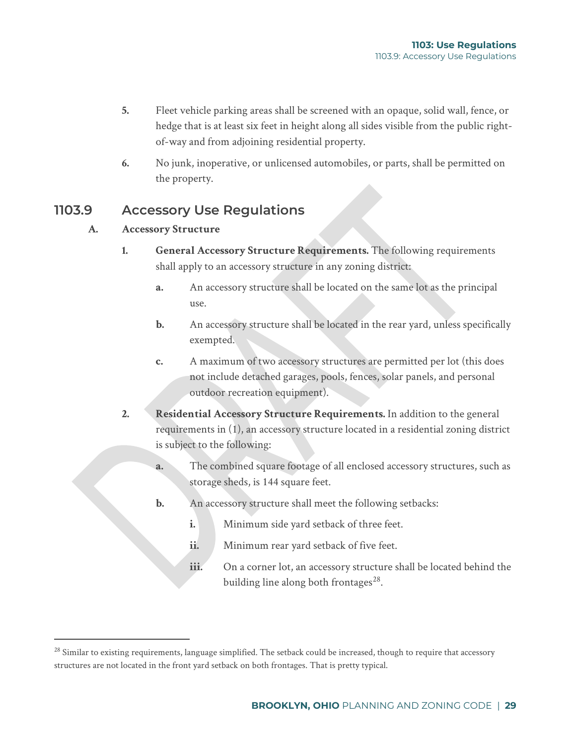5. Fleet vehicle parking areas shall be screened with an opaque, solid wall, fence, or hedge that is at least six feet in height along all sides visible from the public right-of-way and from adjoining residential property.

6. No junk, inoperative, or unlicensed automobiles, or parts, shall be permitted on the property.

## 1103.9 Accessory Use Regulations

### A. Accessory Structure

1. **General Accessory Structure Requirements.** The following requirements shall apply to an accessory structure in any zoning district:

   a. An accessory structure shall be located on the same lot as the principal use.

   b. An accessory structure shall be located in the rear yard, unless specifically exempted.

   c. A maximum of two accessory structures are permitted per lot (this does not include detached garages, pools, fences, solar panels, and personal outdoor recreation equipment).

2. **Residential Accessory Structure Requirements.** In addition to the general requirements in (1), an accessory structure located in a residential zoning district is subject to the following:

   a. The combined square footage of all enclosed accessory structures, such as storage sheds, is 144 square feet.

   b. An accessory structure shall meet the following setbacks:

      i. Minimum side yard setback of three feet.

      ii. Minimum rear yard setback of five feet.

      iii. On a corner lot, an accessory structure shall be located behind the building line along both frontages[28].

---

[28] Similar to existing requirements, language simplified. The setback could be increased, though to require that accessory structures are not located in the front yard setback on both frontages. That is pretty typical.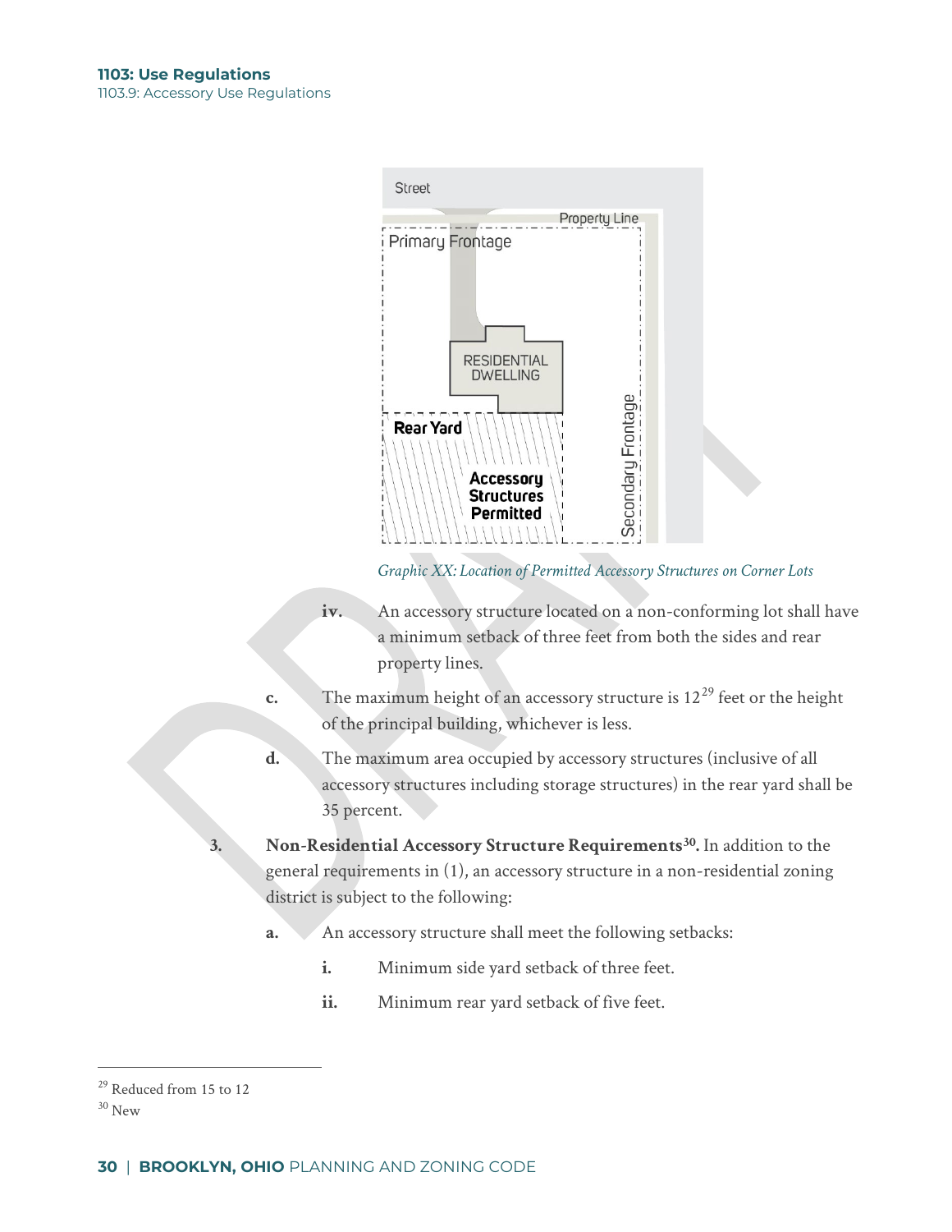Graphic XX: Location of Permitted Accessory Structures on Corner Lots

iv. An accessory structure located on a non-conforming lot shall have a minimum setback of three feet from both the sides and rear property lines.

c. The maximum height of an accessory structure is 12[29] feet or the height of the principal building, whichever is less.

d. The maximum area occupied by accessory structures (inclusive of all accessory structures including storage structures) in the rear yard shall be 35 percent.

3. **Non-Residential Accessory Structure Requirements[30].** In addition to the general requirements in (1), an accessory structure in a non-residential zoning district is subject to the following:

a. An accessory structure shall meet the following setbacks:

i. Minimum side yard setback of three feet.

ii. Minimum rear yard setback of five feet.

---

[29] Reduced from 15 to 12

[30] New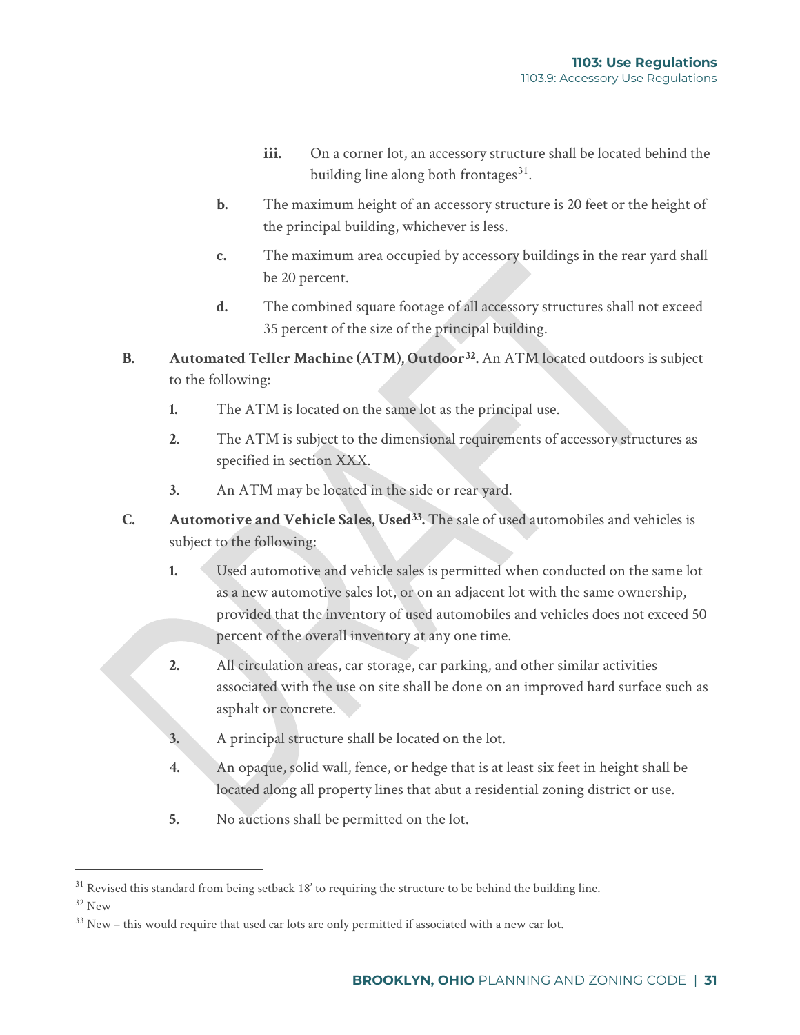iii. On a corner lot, an accessory structure shall be located behind the building line along both frontages[31].

b. The maximum height of an accessory structure is 20 feet or the height of the principal building, whichever is less.

c. The maximum area occupied by accessory buildings in the rear yard shall be 20 percent.

d. The combined square footage of all accessory structures shall not exceed 35 percent of the size of the principal building.

B. **Automated Teller Machine (ATM), Outdoor[32].** An ATM located outdoors is subject to the following:

1. The ATM is located on the same lot as the principal use.
2. The ATM is subject to the dimensional requirements of accessory structures as specified in section XXX.
3. An ATM may be located in the side or rear yard.

C. **Automotive and Vehicle Sales, Used[33].** The sale of used automobiles and vehicles is subject to the following:

1. Used automotive and vehicle sales is permitted when conducted on the same lot as a new automotive sales lot, or on an adjacent lot with the same ownership, provided that the inventory of used automobiles and vehicles does not exceed 50 percent of the overall inventory at any one time.
2. All circulation areas, car storage, car parking, and other similar activities associated with the use on site shall be done on an improved hard surface such as asphalt or concrete.
3. A principal structure shall be located on the lot.
4. An opaque, solid wall, fence, or hedge that is at least six feet in height shall be located along all property lines that abut a residential zoning district or use.
5. No auctions shall be permitted on the lot.

---

[31] Revised this standard from being setback 18' to requiring the structure to be behind the building line.

[32] New

[33] New – this would require that used car lots are only permitted if associated with a new car lot.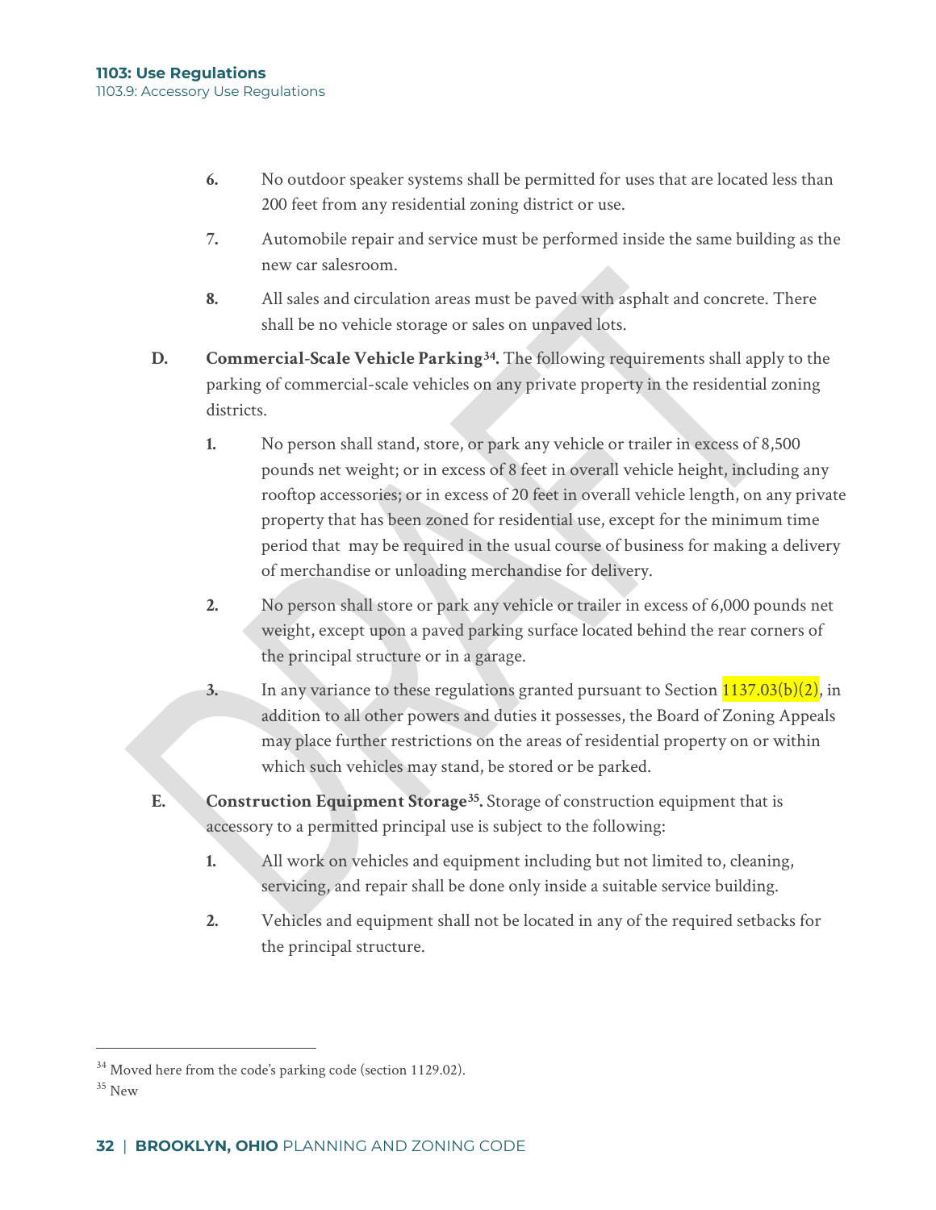6. No outdoor speaker systems shall be permitted for uses that are located less than 200 feet from any residential zoning district or use.

7. Automobile repair and service must be performed inside the same building as the new car salesroom.

8. All sales and circulation areas must be paved with asphalt and concrete. There shall be no vehicle storage or sales on unpaved lots.

**D. Commercial-Scale Vehicle Parking[34].** The following requirements shall apply to the parking of commercial-scale vehicles on any private property in the residential zoning districts.

1. No person shall stand, store, or park any vehicle or trailer in excess of 8,500 pounds net weight; or in excess of 8 feet in overall vehicle height, including any rooftop accessories; or in excess of 20 feet in overall vehicle length, on any private property that has been zoned for residential use, except for the minimum time period that may be required in the usual course of business for making a delivery of merchandise or unloading merchandise for delivery.

2. No person shall store or park any vehicle or trailer in excess of 6,000 pounds net weight, except upon a paved parking surface located behind the rear corners of the principal structure or in a garage.

3. In any variance to these regulations granted pursuant to Section 1137.03(b)(2), in addition to all other powers and duties it possesses, the Board of Zoning Appeals may place further restrictions on the areas of residential property on or within which such vehicles may stand, be stored or be parked.

**E. Construction Equipment Storage[35].** Storage of construction equipment that is accessory to a permitted principal use is subject to the following:

1. All work on vehicles and equipment including but not limited to, cleaning, servicing, and repair shall be done only inside a suitable service building.

2. Vehicles and equipment shall not be located in any of the required setbacks for the principal structure.

---

[34] Moved here from the code's parking code (section 1129.02).

[35] New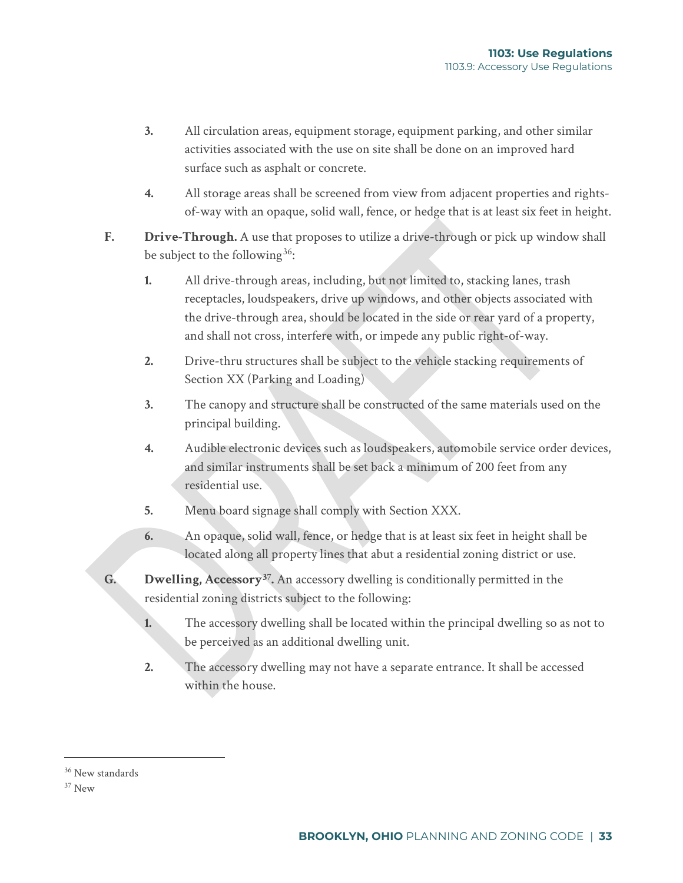3. All circulation areas, equipment storage, equipment parking, and other similar activities associated with the use on site shall be done on an improved hard surface such as asphalt or concrete.

4. All storage areas shall be screened from view from adjacent properties and rights-of-way with an opaque, solid wall, fence, or hedge that is at least six feet in height.

**F. Drive-Through.** A use that proposes to utilize a drive-through or pick up window shall be subject to the following[36]:

1. All drive-through areas, including, but not limited to, stacking lanes, trash receptacles, loudspeakers, drive up windows, and other objects associated with the drive-through area, should be located in the side or rear yard of a property, and shall not cross, interfere with, or impede any public right-of-way.

2. Drive-thru structures shall be subject to the vehicle stacking requirements of Section XX (Parking and Loading)

3. The canopy and structure shall be constructed of the same materials used on the principal building.

4. Audible electronic devices such as loudspeakers, automobile service order devices, and similar instruments shall be set back a minimum of 200 feet from any residential use.

5. Menu board signage shall comply with Section XXX.

6. An opaque, solid wall, fence, or hedge that is at least six feet in height shall be located along all property lines that abut a residential zoning district or use.

**G. Dwelling, Accessory[37].** An accessory dwelling is conditionally permitted in the residential zoning districts subject to the following:

1. The accessory dwelling shall be located within the principal dwelling so as not to be perceived as an additional dwelling unit.

2. The accessory dwelling may not have a separate entrance. It shall be accessed within the house.

---

[36] New standards

[37] New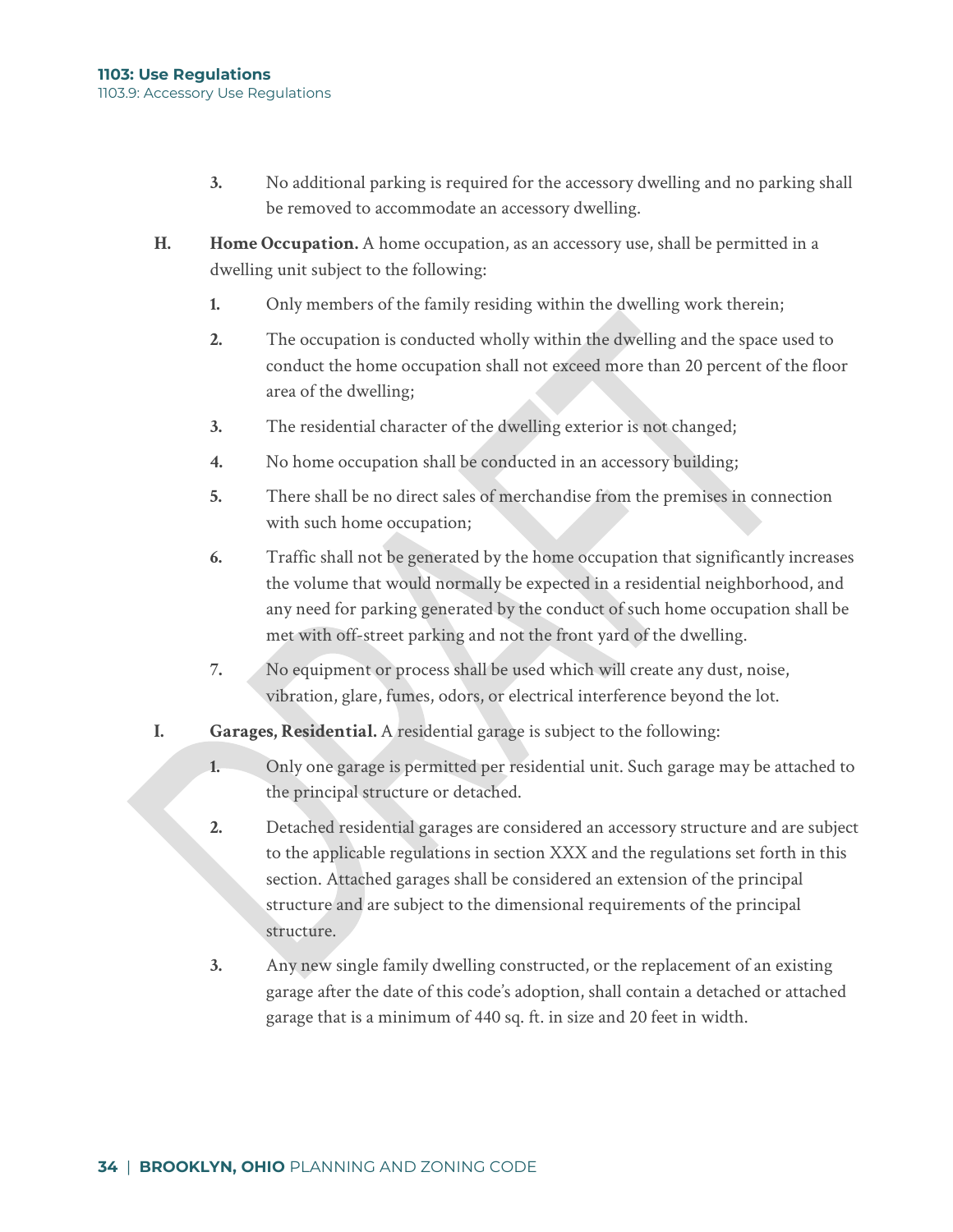3. No additional parking is required for the accessory dwelling and no parking shall be removed to accommodate an accessory dwelling.

H. **Home Occupation.** A home occupation, as an accessory use, shall be permitted in a dwelling unit subject to the following:

1. Only members of the family residing within the dwelling work therein;
2. The occupation is conducted wholly within the dwelling and the space used to conduct the home occupation shall not exceed more than 20 percent of the floor area of the dwelling;
3. The residential character of the dwelling exterior is not changed;
4. No home occupation shall be conducted in an accessory building;
5. There shall be no direct sales of merchandise from the premises in connection with such home occupation;
6. Traffic shall not be generated by the home occupation that significantly increases the volume that would normally be expected in a residential neighborhood, and any need for parking generated by the conduct of such home occupation shall be met with off-street parking and not the front yard of the dwelling.
7. No equipment or process shall be used which will create any dust, noise, vibration, glare, fumes, odors, or electrical interference beyond the lot.

I. **Garages, Residential.** A residential garage is subject to the following:

1. Only one garage is permitted per residential unit. Such garage may be attached to the principal structure or detached.
2. Detached residential garages are considered an accessory structure and are subject to the applicable regulations in section XXX and the regulations set forth in this section. Attached garages shall be considered an extension of the principal structure and are subject to the dimensional requirements of the principal structure.
3. Any new single family dwelling constructed, or the replacement of an existing garage after the date of this code's adoption, shall contain a detached or attached garage that is a minimum of 440 sq. ft. in size and 20 feet in width.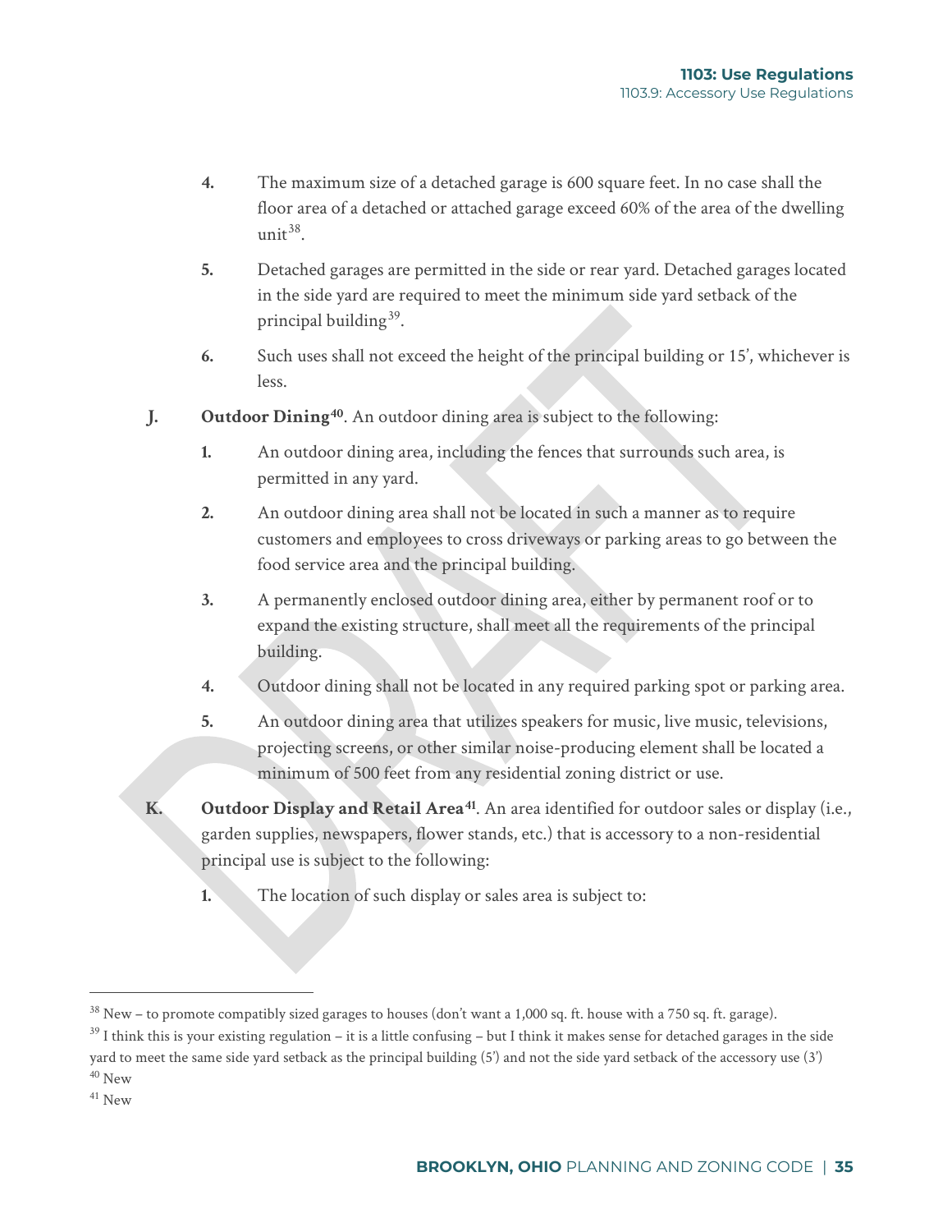4. The maximum size of a detached garage is 600 square feet. In no case shall the floor area of a detached or attached garage exceed 60% of the area of the dwelling unit[38].

5. Detached garages are permitted in the side or rear yard. Detached garages located in the side yard are required to meet the minimum side yard setback of the principal building[39].

6. Such uses shall not exceed the height of the principal building or 15', whichever is less.

**J. Outdoor Dining[40]**. An outdoor dining area is subject to the following:

1. An outdoor dining area, including the fences that surrounds such area, is permitted in any yard.

2. An outdoor dining area shall not be located in such a manner as to require customers and employees to cross driveways or parking areas to go between the food service area and the principal building.

3. A permanently enclosed outdoor dining area, either by permanent roof or to expand the existing structure, shall meet all the requirements of the principal building.

4. Outdoor dining shall not be located in any required parking spot or parking area.

5. An outdoor dining area that utilizes speakers for music, live music, televisions, projecting screens, or other similar noise-producing element shall be located a minimum of 500 feet from any residential zoning district or use.

**K. Outdoor Display and Retail Area[41]**. An area identified for outdoor sales or display (i.e., garden supplies, newspapers, flower stands, etc.) that is accessory to a non-residential principal use is subject to the following:

1. The location of such display or sales area is subject to:

---

[38] New – to promote compatibly sized garages to houses (don't want a 1,000 sq. ft. house with a 750 sq. ft. garage).

[39] I think this is your existing regulation – it is a little confusing – but I think it makes sense for detached garages in the side yard to meet the same side yard setback as the principal building (5') and not the side yard setback of the accessory use (3')

[40] New

[41] New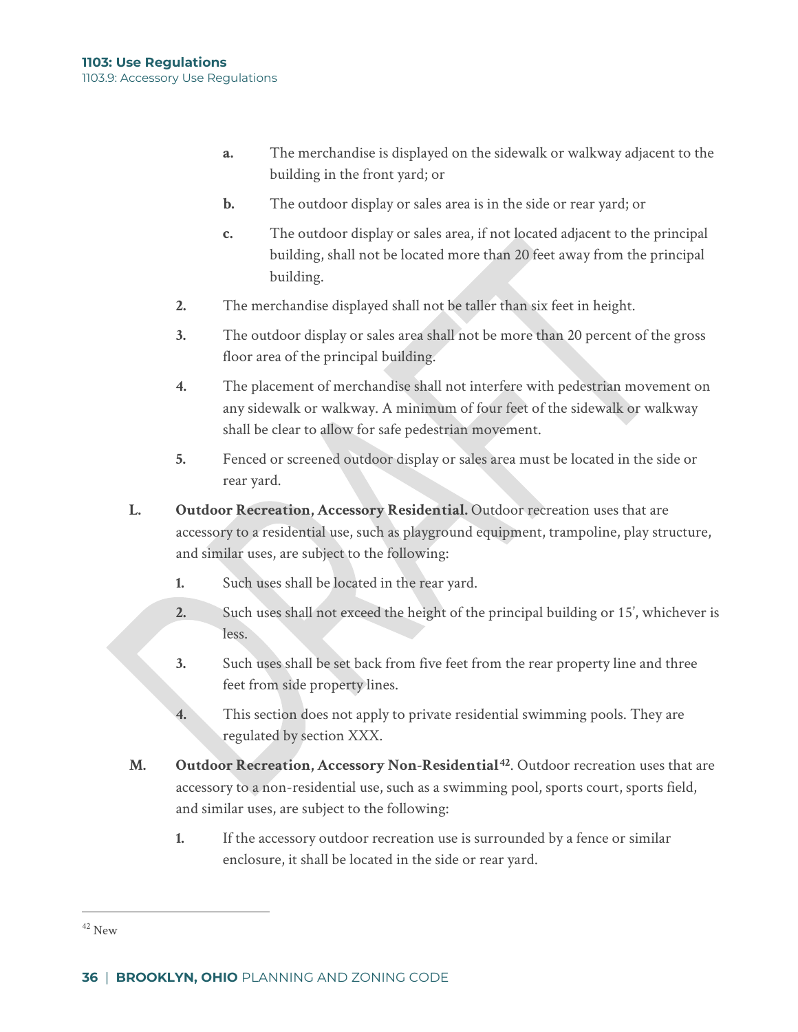a. The merchandise is displayed on the sidewalk or walkway adjacent to the building in the front yard; or

b. The outdoor display or sales area is in the side or rear yard; or

c. The outdoor display or sales area, if not located adjacent to the principal building, shall not be located more than 20 feet away from the principal building.

2. The merchandise displayed shall not be taller than six feet in height.

3. The outdoor display or sales area shall not be more than 20 percent of the gross floor area of the principal building.

4. The placement of merchandise shall not interfere with pedestrian movement on any sidewalk or walkway. A minimum of four feet of the sidewalk or walkway shall be clear to allow for safe pedestrian movement.

5. Fenced or screened outdoor display or sales area must be located in the side or rear yard.

L. **Outdoor Recreation, Accessory Residential.** Outdoor recreation uses that are accessory to a residential use, such as playground equipment, trampoline, play structure, and similar uses, are subject to the following:

1. Such uses shall be located in the rear yard.

2. Such uses shall not exceed the height of the principal building or 15', whichever is less.

3. Such uses shall be set back from five feet from the rear property line and three feet from side property lines.

4. This section does not apply to private residential swimming pools. They are regulated by section XXX.

M. **Outdoor Recreation, Accessory Non-Residential**[42]. Outdoor recreation uses that are accessory to a non-residential use, such as a swimming pool, sports court, sports field, and similar uses, are subject to the following:

1. If the accessory outdoor recreation use is surrounded by a fence or similar enclosure, it shall be located in the side or rear yard.

---

[42] New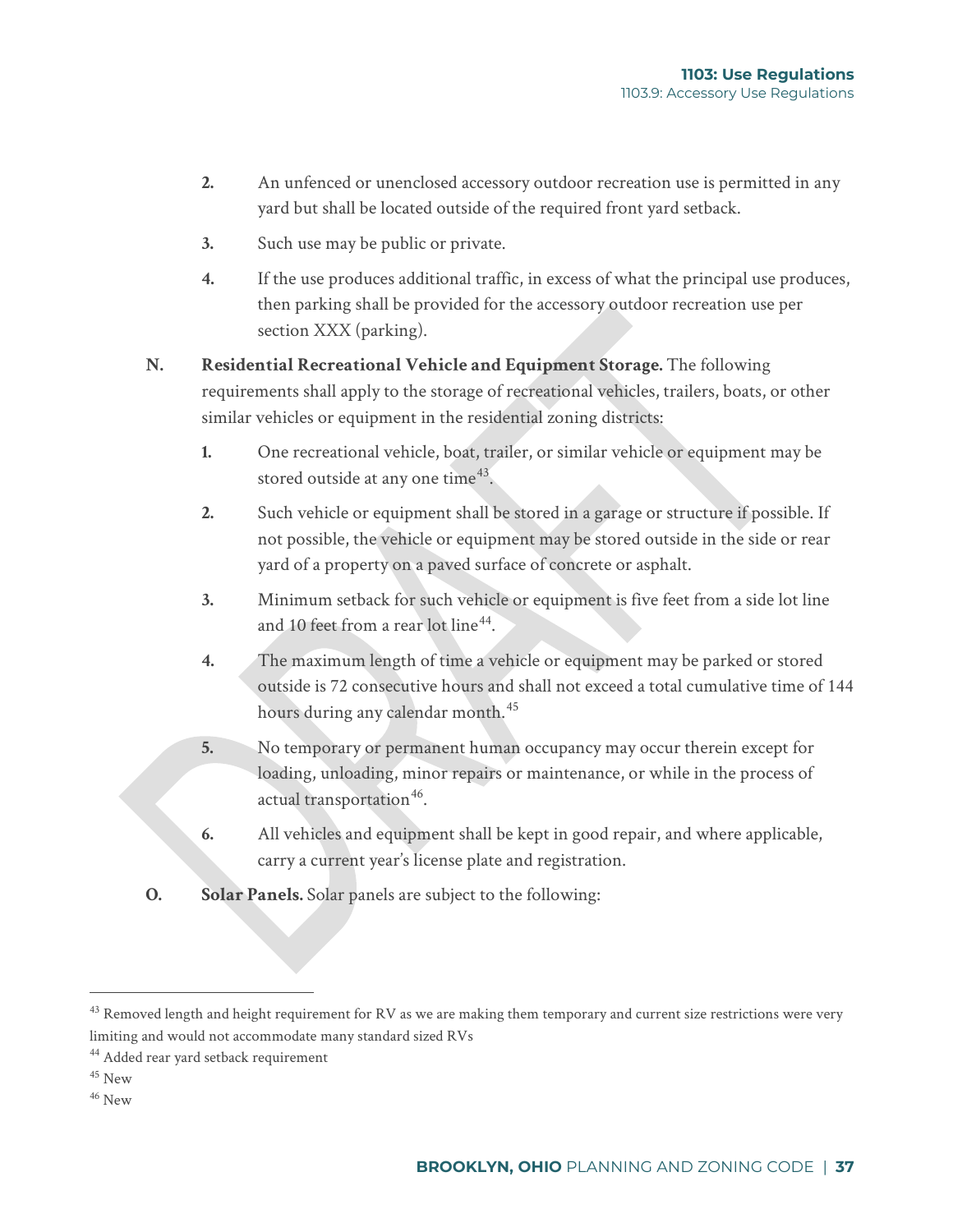2. An unfenced or unenclosed accessory outdoor recreation use is permitted in any yard but shall be located outside of the required front yard setback.

3. Such use may be public or private.

4. If the use produces additional traffic, in excess of what the principal use produces, then parking shall be provided for the accessory outdoor recreation use per section XXX (parking).

**N. Residential Recreational Vehicle and Equipment Storage.** The following requirements shall apply to the storage of recreational vehicles, trailers, boats, or other similar vehicles or equipment in the residential zoning districts:

1. One recreational vehicle, boat, trailer, or similar vehicle or equipment may be stored outside at any one time[43].

2. Such vehicle or equipment shall be stored in a garage or structure if possible. If not possible, the vehicle or equipment may be stored outside in the side or rear yard of a property on a paved surface of concrete or asphalt.

3. Minimum setback for such vehicle or equipment is five feet from a side lot line and 10 feet from a rear lot line[44].

4. The maximum length of time a vehicle or equipment may be parked or stored outside is 72 consecutive hours and shall not exceed a total cumulative time of 144 hours during any calendar month.[45]

5. No temporary or permanent human occupancy may occur therein except for loading, unloading, minor repairs or maintenance, or while in the process of actual transportation[46].

6. All vehicles and equipment shall be kept in good repair, and where applicable, carry a current year's license plate and registration.

**O. Solar Panels.** Solar panels are subject to the following:

---

[43] Removed length and height requirement for RV as we are making them temporary and current size restrictions were very limiting and would not accommodate many standard sized RVs

[44] Added rear yard setback requirement

[45] New

[46] New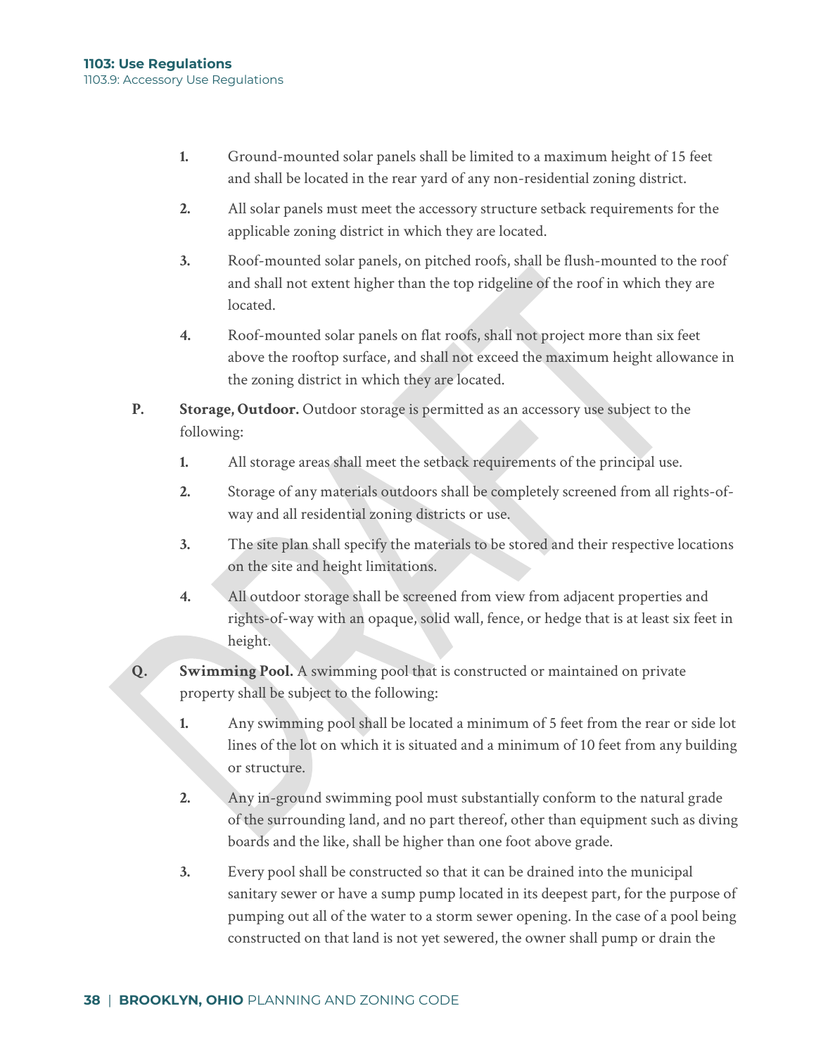1. Ground-mounted solar panels shall be limited to a maximum height of 15 feet and shall be located in the rear yard of any non-residential zoning district.

2. All solar panels must meet the accessory structure setback requirements for the applicable zoning district in which they are located.

3. Roof-mounted solar panels, on pitched roofs, shall be flush-mounted to the roof and shall not extent higher than the top ridgeline of the roof in which they are located.

4. Roof-mounted solar panels on flat roofs, shall not project more than six feet above the rooftop surface, and shall not exceed the maximum height allowance in the zoning district in which they are located.

**P. Storage, Outdoor.** Outdoor storage is permitted as an accessory use subject to the following:

1. All storage areas shall meet the setback requirements of the principal use.

2. Storage of any materials outdoors shall be completely screened from all rights-of-way and all residential zoning districts or use.

3. The site plan shall specify the materials to be stored and their respective locations on the site and height limitations.

4. All outdoor storage shall be screened from view from adjacent properties and rights-of-way with an opaque, solid wall, fence, or hedge that is at least six feet in height.

**Q. Swimming Pool.** A swimming pool that is constructed or maintained on private property shall be subject to the following:

1. Any swimming pool shall be located a minimum of 5 feet from the rear or side lot lines of the lot on which it is situated and a minimum of 10 feet from any building or structure.

2. Any in-ground swimming pool must substantially conform to the natural grade of the surrounding land, and no part thereof, other than equipment such as diving boards and the like, shall be higher than one foot above grade.

3. Every pool shall be constructed so that it can be drained into the municipal sanitary sewer or have a sump pump located in its deepest part, for the purpose of pumping out all of the water to a storm sewer opening. In the case of a pool being constructed on that land is not yet sewered, the owner shall pump or drain the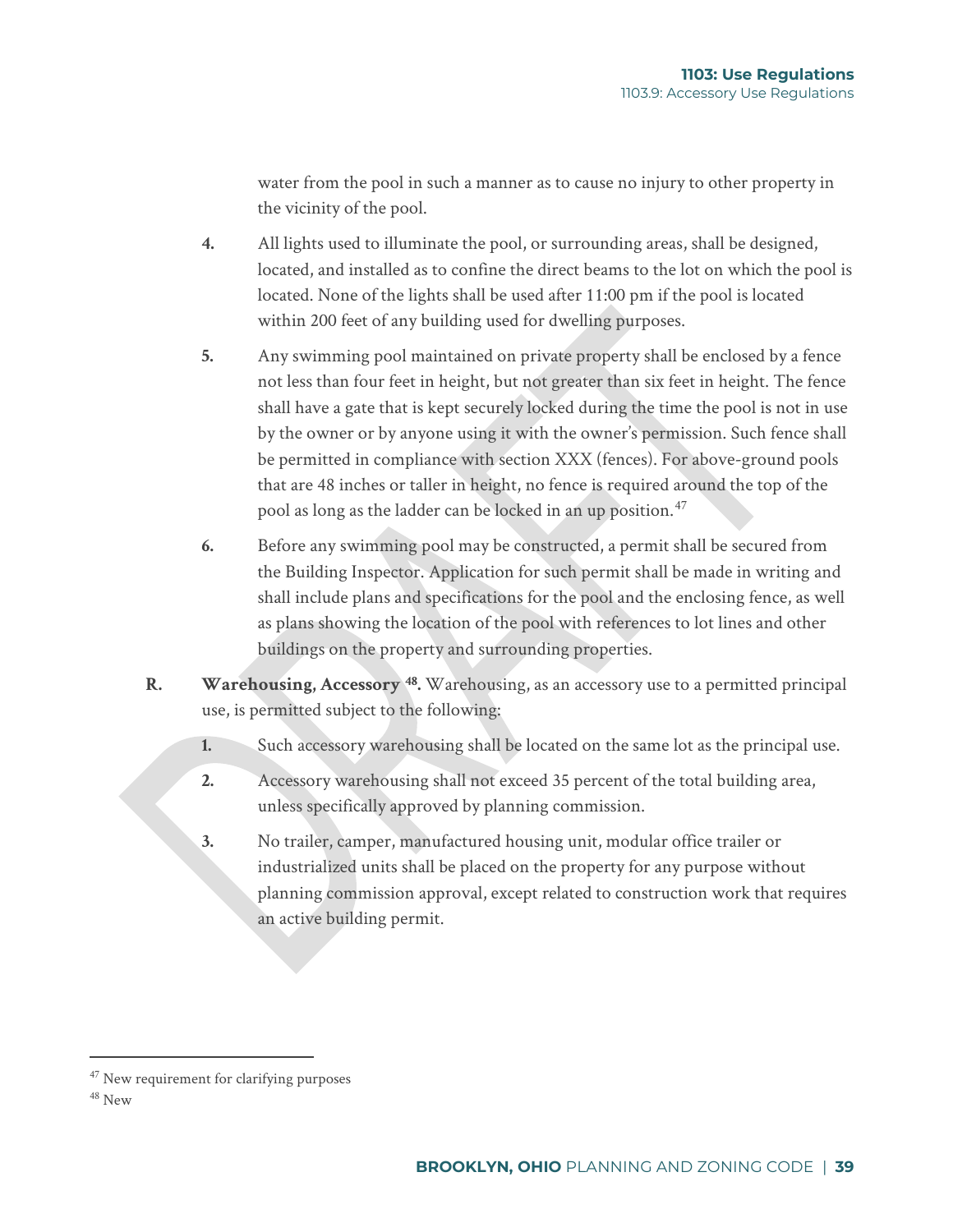water from the pool in such a manner as to cause no injury to other property in the vicinity of the pool.

4. All lights used to illuminate the pool, or surrounding areas, shall be designed, located, and installed as to confine the direct beams to the lot on which the pool is located. None of the lights shall be used after 11:00 pm if the pool is located within 200 feet of any building used for dwelling purposes.

5. Any swimming pool maintained on private property shall be enclosed by a fence not less than four feet in height, but not greater than six feet in height. The fence shall have a gate that is kept securely locked during the time the pool is not in use by the owner or by anyone using it with the owner's permission. Such fence shall be permitted in compliance with section XXX (fences). For above-ground pools that are 48 inches or taller in height, no fence is required around the top of the pool as long as the ladder can be locked in an up position.[47]

6. Before any swimming pool may be constructed, a permit shall be secured from the Building Inspector. Application for such permit shall be made in writing and shall include plans and specifications for the pool and the enclosing fence, as well as plans showing the location of the pool with references to lot lines and other buildings on the property and surrounding properties.

R. **Warehousing, Accessory [48].** Warehousing, as an accessory use to a permitted principal use, is permitted subject to the following:

1. Such accessory warehousing shall be located on the same lot as the principal use.

2. Accessory warehousing shall not exceed 35 percent of the total building area, unless specifically approved by planning commission.

3. No trailer, camper, manufactured housing unit, modular office trailer or industrialized units shall be placed on the property for any purpose without planning commission approval, except related to construction work that requires an active building permit.

---

[47] New requirement for clarifying purposes

[48] New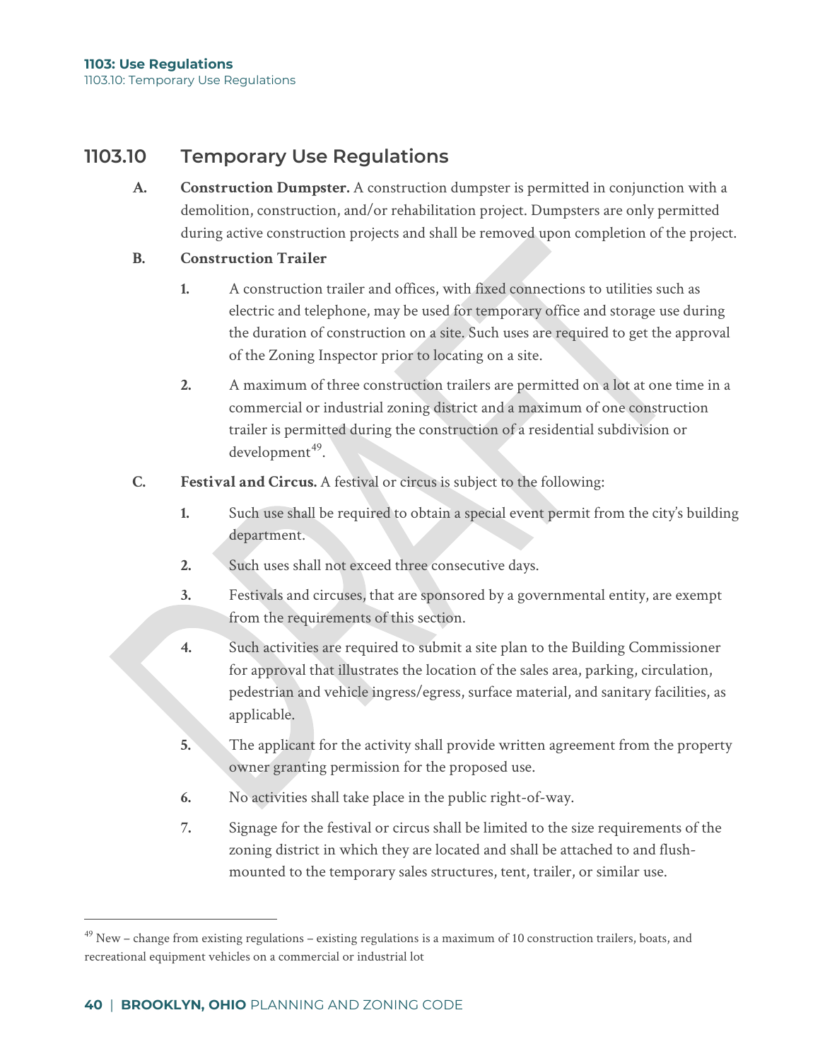## 1103.10 Temporary Use Regulations

**A.** **Construction Dumpster.** A construction dumpster is permitted in conjunction with a demolition, construction, and/or rehabilitation project. Dumpsters are only permitted during active construction projects and shall be removed upon completion of the project.

**B.** **Construction Trailer**

1. A construction trailer and offices, with fixed connections to utilities such as electric and telephone, may be used for temporary office and storage use during the duration of construction on a site. Such uses are required to get the approval of the Zoning Inspector prior to locating on a site.
2. A maximum of three construction trailers are permitted on a lot at one time in a commercial or industrial zoning district and a maximum of one construction trailer is permitted during the construction of a residential subdivision or development[49].

**C.** **Festival and Circus.** A festival or circus is subject to the following:

1. Such use shall be required to obtain a special event permit from the city's building department.
2. Such uses shall not exceed three consecutive days.
3. Festivals and circuses, that are sponsored by a governmental entity, are exempt from the requirements of this section.
4. Such activities are required to submit a site plan to the Building Commissioner for approval that illustrates the location of the sales area, parking, circulation, pedestrian and vehicle ingress/egress, surface material, and sanitary facilities, as applicable.
5. The applicant for the activity shall provide written agreement from the property owner granting permission for the proposed use.
6. No activities shall take place in the public right-of-way.
7. Signage for the festival or circus shall be limited to the size requirements of the zoning district in which they are located and shall be attached to and flush-mounted to the temporary sales structures, tent, trailer, or similar use.

---

[49] New – change from existing regulations – existing regulations is a maximum of 10 construction trailers, boats, and recreational equipment vehicles on a commercial or industrial lot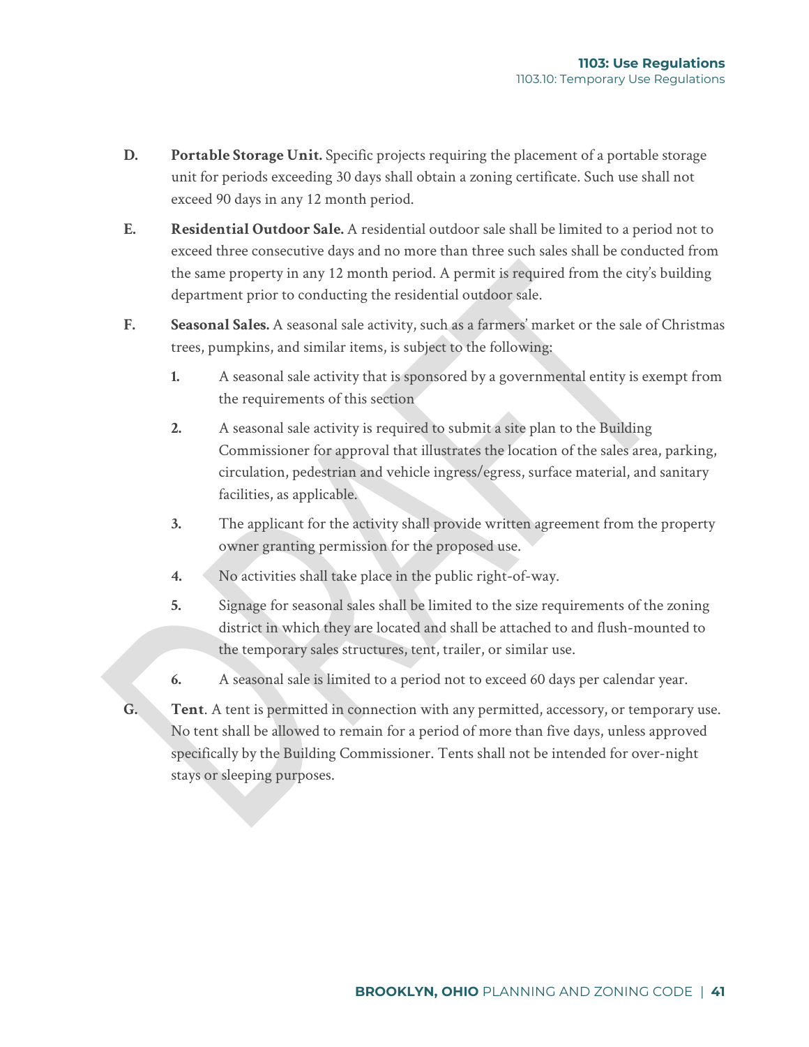**D. Portable Storage Unit.** Specific projects requiring the placement of a portable storage unit for periods exceeding 30 days shall obtain a zoning certificate. Such use shall not exceed 90 days in any 12 month period.

**E. Residential Outdoor Sale.** A residential outdoor sale shall be limited to a period not to exceed three consecutive days and no more than three such sales shall be conducted from the same property in any 12 month period. A permit is required from the city's building department prior to conducting the residential outdoor sale.

**F. Seasonal Sales.** A seasonal sale activity, such as a farmers' market or the sale of Christmas trees, pumpkins, and similar items, is subject to the following:

1. A seasonal sale activity that is sponsored by a governmental entity is exempt from the requirements of this section
2. A seasonal sale activity is required to submit a site plan to the Building Commissioner for approval that illustrates the location of the sales area, parking, circulation, pedestrian and vehicle ingress/egress, surface material, and sanitary facilities, as applicable.
3. The applicant for the activity shall provide written agreement from the property owner granting permission for the proposed use.
4. No activities shall take place in the public right-of-way.
5. Signage for seasonal sales shall be limited to the size requirements of the zoning district in which they are located and shall be attached to and flush-mounted to the temporary sales structures, tent, trailer, or similar use.
6. A seasonal sale is limited to a period not to exceed 60 days per calendar year.

**G. Tent**. A tent is permitted in connection with any permitted, accessory, or temporary use. No tent shall be allowed to remain for a period of more than five days, unless approved specifically by the Building Commissioner. Tents shall not be intended for over-night stays or sleeping purposes.